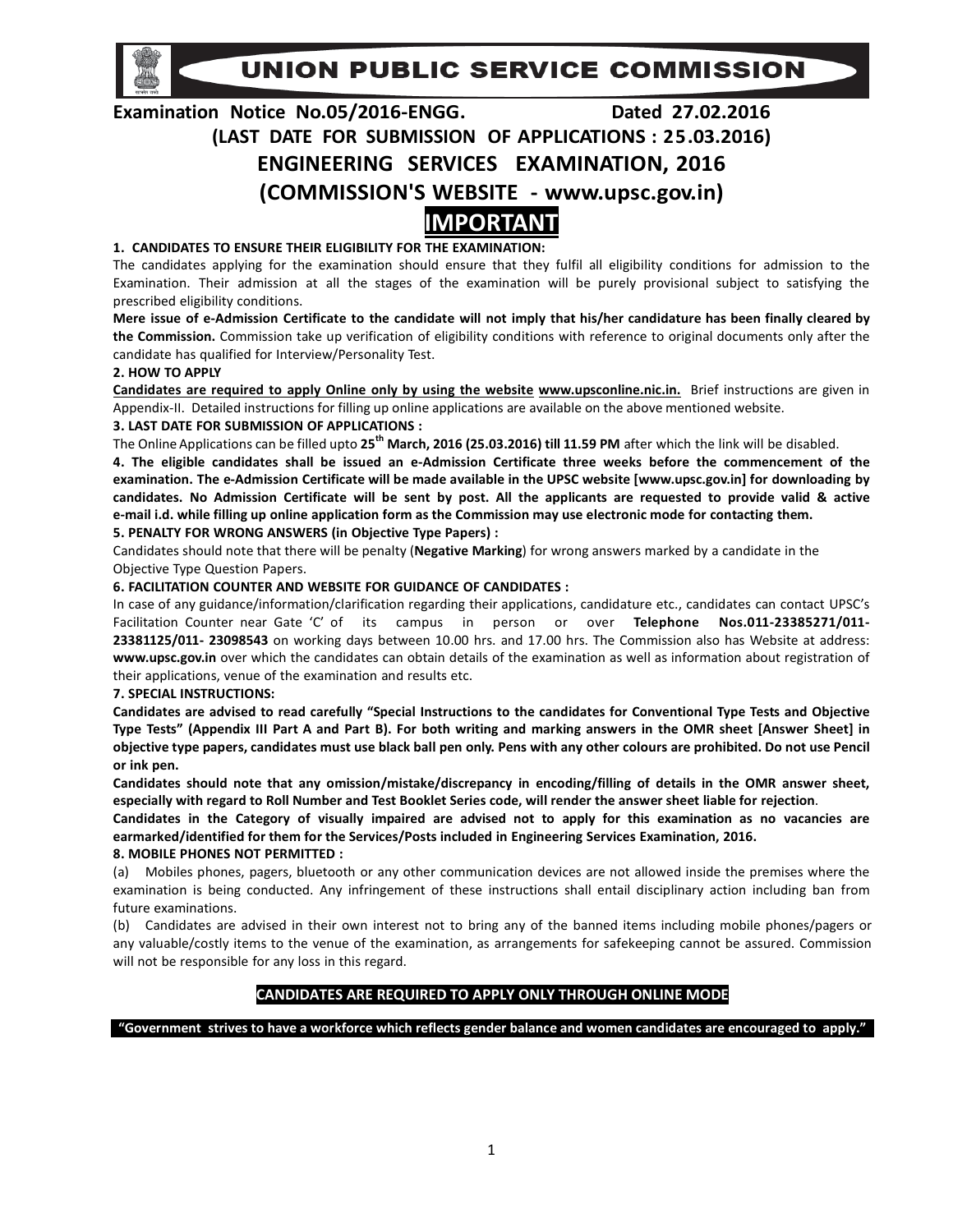# UNION PUBLIC SERVICE COMMISSION

**Examination Notice No.05/2016-ENGG. Dated 27.02.2016**

**(LAST DATE FOR SUBMISSION OF APPLICATIONS : 25.03.2016)**

## ENGINEERING SERVICES EXAMINATION, 2016

## (COMMISSION'S WEBSITE - www.upsc.gov.in)

## IMPORTANT

**1. CANDIDATES TO ENSURE THEIR ELIGIBILITY FOR THE EXAMINATION:**

The candidates applying for the examination should ensure that they fulfil all eligibility conditions for admission to the Examination. Their admission at all the stages of the examination will be purely provisional subject to satisfying the prescribed eligibility conditions.

**Mere issue of e-Admission Certificate to the candidate will not imply that his/her candidature has been finally cleared by the Commission.** Commission take up verification of eligibility conditions with reference to original documents only after the candidate has qualified for Interview/Personality Test.

**2. HOW TO APPLY**

**Candidates are required to apply Online only by using the website www.upsconline.nic.in.** Brief instructions are given in Appendix-II. Detailed instructions for filling up online applications are available on the above mentioned website.

**3. LAST DATE FOR SUBMISSION OF APPLICATIONS :**

The Online Applications can be filled upto **25th March, 2016 (25.03.2016) till 11.59 PM** after which the link will be disabled.

**4. The eligible candidates shall be issued an e-Admission Certificate three weeks before the commencement of the examination. The e-Admission Certificate will be made available in the UPSC website [www.upsc.gov.in] for downloading by candidates. No Admission Certificate will be sent by post. All the applicants are requested to provide valid & active e-mail i.d. while filling up online application form as the Commission may use electronic mode for contacting them.**

**5. PENALTY FOR WRONG ANSWERS (in Objective Type Papers) :**

Candidates should note that there will be penalty (**Negative Marking**) for wrong answers marked by a candidate in the Objective Type Question Papers.

**6. FACILITATION COUNTER AND WEBSITE FOR GUIDANCE OF CANDIDATES :**

In case of any guidance/information/clarification regarding their applications, candidature etc., candidates can contact UPSC's Facilitation Counter near Gate 'C' of its campus in person or over **Telephone Nos.011-23385271/011-23381125/011- 23098543** on working days between 10.00 hrs. and 17.00 hrs. The Commission also has Website at address: **www.upsc.gov.in** over which the candidates can obtain details of the examination as well as information about registration of their applications, venue of the examination and results etc.

**7. SPECIAL INSTRUCTIONS:**

**Candidates are advised to read carefully "Special Instructions to the candidates for Conventional Type Tests and Objective Type Tests" (Appendix III Part A and Part B). For both writing and marking answers in the OMR sheet [Answer Sheet] in objective type papers, candidates must use black ball pen only. Pens with any other colours are prohibited. Do not use Pencil or ink pen.**

**Candidates should note that any omission/mistake/discrepancy in encoding/filling of details in the OMR answer sheet, especially with regard to Roll Number and Test Booklet Series code, will render the answer sheet liable for rejection**.

**Candidates in the Category of visually impaired are advised not to apply for this examination as no vacancies are earmarked/identified for them for the Services/Posts included in Engineering Services Examination, 2016.**

**8. MOBILE PHONES NOT PERMITTED :**

(a) Mobiles phones, pagers, bluetooth or any other communication devices are not allowed inside the premises where the examination is being conducted. Any infringement of these instructions shall entail disciplinary action including ban from future examinations.

(b) Candidates are advised in their own interest not to bring any of the banned items including mobile phones/pagers or any valuable/costly items to the venue of the examination, as arrangements for safekeeping cannot be assured. Commission will not be responsible for any loss in this regard.

**CANDIDATES ARE REQUIRED TO APPLY ONLY THROUGH ONLINE MODE**

**"Government strives to have a workforce which reflects gender balance and women candidates are encouraged to apply."**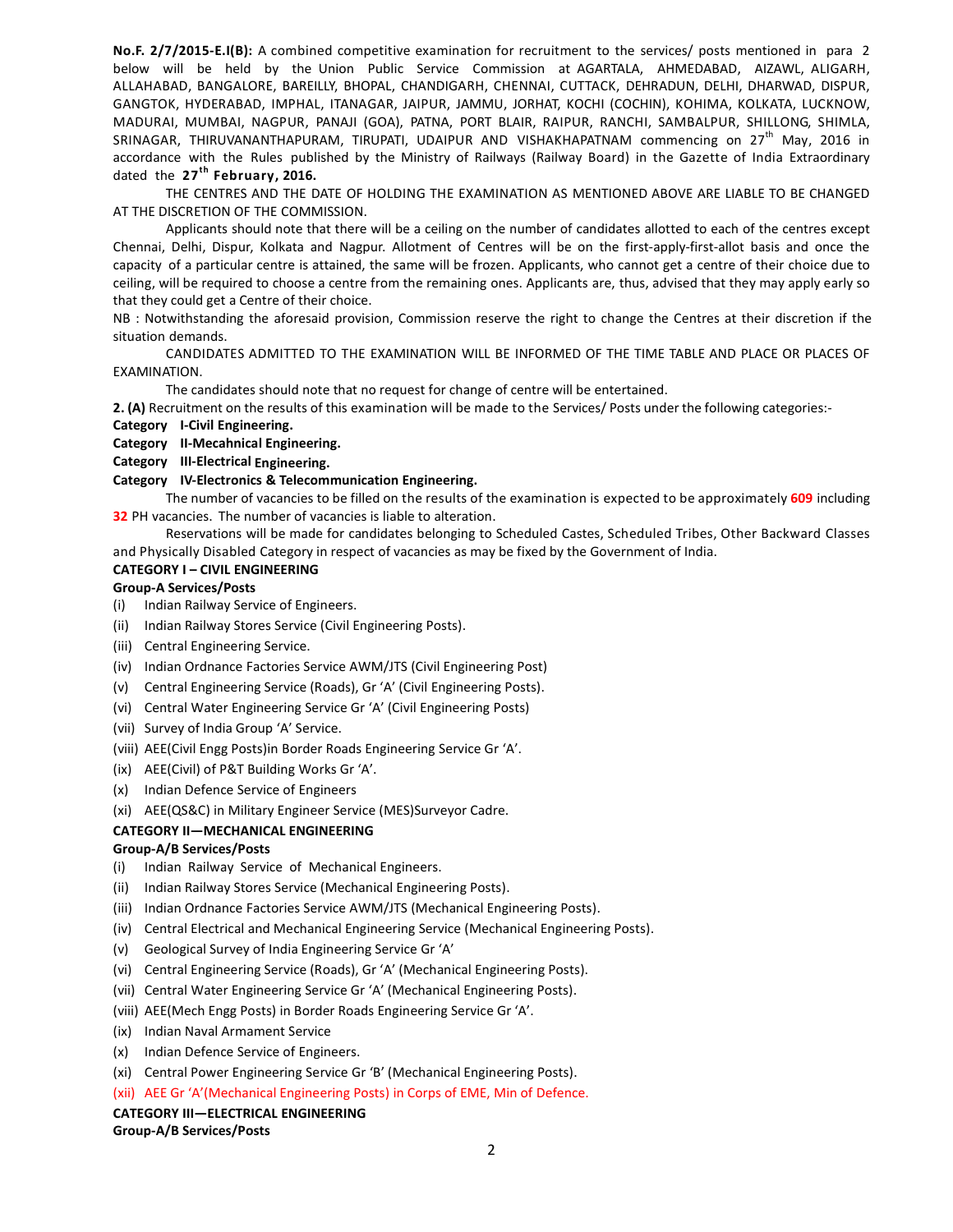**No.F. 2/7/2015-E.I(B):** A combined competitive examination for recruitment to the services/ posts mentioned in para 2 below will be held by the Union Public Service Commission at AGARTALA, AHMEDABAD, AIZAWL, ALIGARH, ALLAHABAD, BANGALORE, BAREILLY, BHOPAL, CHANDIGARH, CHENNAI, CUTTACK, DEHRADUN, DELHI, DHARWAD, DISPUR, GANGTOK, HYDERABAD, IMPHAL, ITANAGAR, JAIPUR, JAMMU, JORHAT, KOCHI (COCHIN), KOHIMA, KOLKATA, LUCKNOW, MADURAI, MUMBAI, NAGPUR, PANAJI (GOA), PATNA, PORT BLAIR, RAIPUR, RANCHI, SAMBALPUR, SHILLONG, SHIMLA, SRINAGAR, THIRUVANANTHAPURAM, TIRUPATI, UDAIPUR AND VISHAKHAPATNAM commencing on 27th May, 2016 in accordance with the Rules published by the Ministry of Railways (Railway Board) in the Gazette of India Extraordinary dated the **27th February, 2016.**

THE CENTRES AND THE DATE OF HOLDING THE EXAMINATION AS MENTIONED ABOVE ARE LIABLE TO BE CHANGED AT THE DISCRETION OF THE COMMISSION.

Applicants should note that there will be a ceiling on the number of candidates allotted to each of the centres except Chennai, Delhi, Dispur, Kolkata and Nagpur. Allotment of Centres will be on the first-apply-first-allot basis and once the capacity of a particular centre is attained, the same will be frozen. Applicants, who cannot get a centre of their choice due to ceiling, will be required to choose a centre from the remaining ones. Applicants are, thus, advised that they may apply early so that they could get a Centre of their choice.

NB : Notwithstanding the aforesaid provision, Commission reserve the right to change the Centres at their discretion if the situation demands.

CANDIDATES ADMITTED TO THE EXAMINATION WILL BE INFORMED OF THE TIME TABLE AND PLACE OR PLACES OF EXAMINATION.

The candidates should note that no request for change of centre will be entertained.

**2. (A)** Recruitment on the results of this examination will be made to the Services/ Posts under the following categories:-

**Category I-Civil Engineering.**

**Category II-Mecahnical Engineering.**

**Category III-Electrical Engineering.**

**Category IV-Electronics & Telecommunication Engineering.**

The number of vacancies to be filled on the results of the examination is expected to be approximately **609** including **32** PH vacancies. The number of vacancies is liable to alteration.

Reservations will be made for candidates belonging to Scheduled Castes, Scheduled Tribes, Other Backward Classes and Physically Disabled Category in respect of vacancies as may be fixed by the Government of India.

**CATEGORY I – CIVIL ENGINEERING**

**Group-A Services/Posts**

(i) Indian Railway Service of Engineers.
(ii) Indian Railway Stores Service (Civil Engineering Posts).
(iii) Central Engineering Service.
(iv) Indian Ordnance Factories Service AWM/JTS (Civil Engineering Post)
(v) Central Engineering Service (Roads), Gr 'A' (Civil Engineering Posts).
(vi) Central Water Engineering Service Gr 'A' (Civil Engineering Posts)
(vii) Survey of India Group 'A' Service.
(viii) AEE(Civil Engg Posts)in Border Roads Engineering Service Gr 'A'.
(ix) AEE(Civil) of P&T Building Works Gr 'A'.
(x) Indian Defence Service of Engineers
(xi) AEE(QS&C) in Military Engineer Service (MES)Surveyor Cadre.

**CATEGORY II—MECHANICAL ENGINEERING**

**Group-A/B Services/Posts**

(i) Indian Railway Service of Mechanical Engineers.
(ii) Indian Railway Stores Service (Mechanical Engineering Posts).
(iii) Indian Ordnance Factories Service AWM/JTS (Mechanical Engineering Posts).
(iv) Central Electrical and Mechanical Engineering Service (Mechanical Engineering Posts).
(v) Geological Survey of India Engineering Service Gr 'A'
(vi) Central Engineering Service (Roads), Gr 'A' (Mechanical Engineering Posts).
(vii) Central Water Engineering Service Gr 'A' (Mechanical Engineering Posts).
(viii) AEE(Mech Engg Posts) in Border Roads Engineering Service Gr 'A'.
(ix) Indian Naval Armament Service
(x) Indian Defence Service of Engineers.
(xi) Central Power Engineering Service Gr 'B' (Mechanical Engineering Posts).
(xii) AEE Gr 'A'(Mechanical Engineering Posts) in Corps of EME, Min of Defence.

**CATEGORY III—ELECTRICAL ENGINEERING**

**Group-A/B Services/Posts**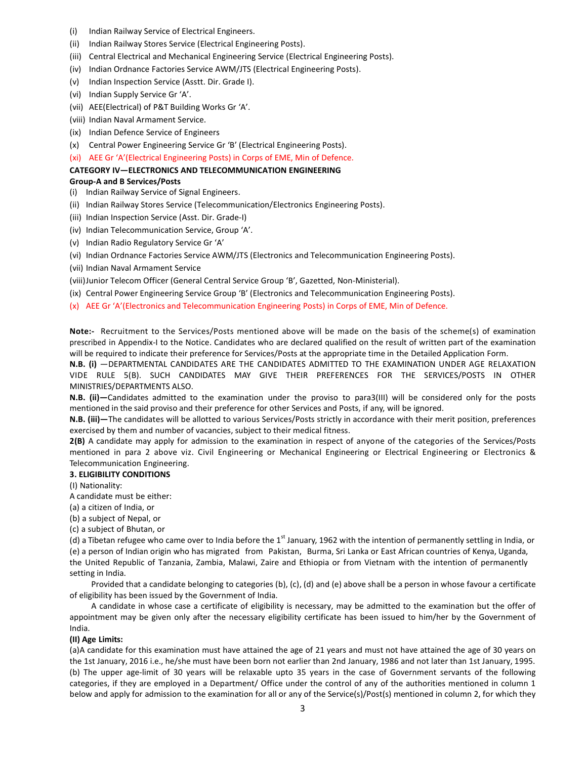(i) Indian Railway Service of Electrical Engineers.
(ii) Indian Railway Stores Service (Electrical Engineering Posts).
(iii) Central Electrical and Mechanical Engineering Service (Electrical Engineering Posts).
(iv) Indian Ordnance Factories Service AWM/JTS (Electrical Engineering Posts).
(v) Indian Inspection Service (Asstt. Dir. Grade I).
(vi) Indian Supply Service Gr 'A'.
(vii) AEE(Electrical) of P&T Building Works Gr 'A'.
(viii) Indian Naval Armament Service.
(ix) Indian Defence Service of Engineers
(x) Central Power Engineering Service Gr 'B' (Electrical Engineering Posts).
(xi) AEE Gr 'A'(Electrical Engineering Posts) in Corps of EME, Min of Defence.

**CATEGORY IV—ELECTRONICS AND TELECOMMUNICATION ENGINEERING**

**Group-A and B Services/Posts**

(i) Indian Railway Service of Signal Engineers.
(ii) Indian Railway Stores Service (Telecommunication/Electronics Engineering Posts).
(iii) Indian Inspection Service (Asst. Dir. Grade-I)
(iv) Indian Telecommunication Service, Group 'A'.
(v) Indian Radio Regulatory Service Gr 'A'
(vi) Indian Ordnance Factories Service AWM/JTS (Electronics and Telecommunication Engineering Posts).
(vii) Indian Naval Armament Service
(viii) Junior Telecom Officer (General Central Service Group 'B', Gazetted, Non-Ministerial).
(ix) Central Power Engineering Service Group 'B' (Electronics and Telecommunication Engineering Posts).
(x) AEE Gr 'A'(Electronics and Telecommunication Engineering Posts) in Corps of EME, Min of Defence.

**Note:-** Recruitment to the Services/Posts mentioned above will be made on the basis of the scheme(s) of examination prescribed in Appendix-I to the Notice. Candidates who are declared qualified on the result of written part of the examination will be required to indicate their preference for Services/Posts at the appropriate time in the Detailed Application Form.

**N.B. (i)** —DEPARTMENTAL CANDIDATES ARE THE CANDIDATES ADMITTED TO THE EXAMINATION UNDER AGE RELAXATION VIDE RULE 5(B). SUCH CANDIDATES MAY GIVE THEIR PREFERENCES FOR THE SERVICES/POSTS IN OTHER MINISTRIES/DEPARTMENTS ALSO.

**N.B. (ii)—**Candidates admitted to the examination under the proviso to para3(III) will be considered only for the posts mentioned in the said proviso and their preference for other Services and Posts, if any, will be ignored.

**N.B. (iii)—**The candidates will be allotted to various Services/Posts strictly in accordance with their merit position, preferences exercised by them and number of vacancies, subject to their medical fitness.

**2(B)** A candidate may apply for admission to the examination in respect of anyone of the categories of the Services/Posts mentioned in para 2 above viz. Civil Engineering or Mechanical Engineering or Electrical Engineering or Electronics & Telecommunication Engineering.

**3. ELIGIBILITY CONDITIONS**

(I) Nationality:

A candidate must be either:

(a) a citizen of India, or
(b) a subject of Nepal, or
(c) a subject of Bhutan, or
(d) a Tibetan refugee who came over to India before the 1st January, 1962 with the intention of permanently settling in India, or
(e) a person of Indian origin who has migrated from Pakistan, Burma, Sri Lanka or East African countries of Kenya, Uganda, the United Republic of Tanzania, Zambia, Malawi, Zaire and Ethiopia or from Vietnam with the intention of permanently setting in India.

Provided that a candidate belonging to categories (b), (c), (d) and (e) above shall be a person in whose favour a certificate of eligibility has been issued by the Government of India.

A candidate in whose case a certificate of eligibility is necessary, may be admitted to the examination but the offer of appointment may be given only after the necessary eligibility certificate has been issued to him/her by the Government of India.

**(II) Age Limits:**

(a)A candidate for this examination must have attained the age of 21 years and must not have attained the age of 30 years on the 1st January, 2016 i.e., he/she must have been born not earlier than 2nd January, 1986 and not later than 1st January, 1995.

(b) The upper age-limit of 30 years will be relaxable upto 35 years in the case of Government servants of the following categories, if they are employed in a Department/ Office under the control of any of the authorities mentioned in column 1 below and apply for admission to the examination for all or any of the Service(s)/Post(s) mentioned in column 2, for which they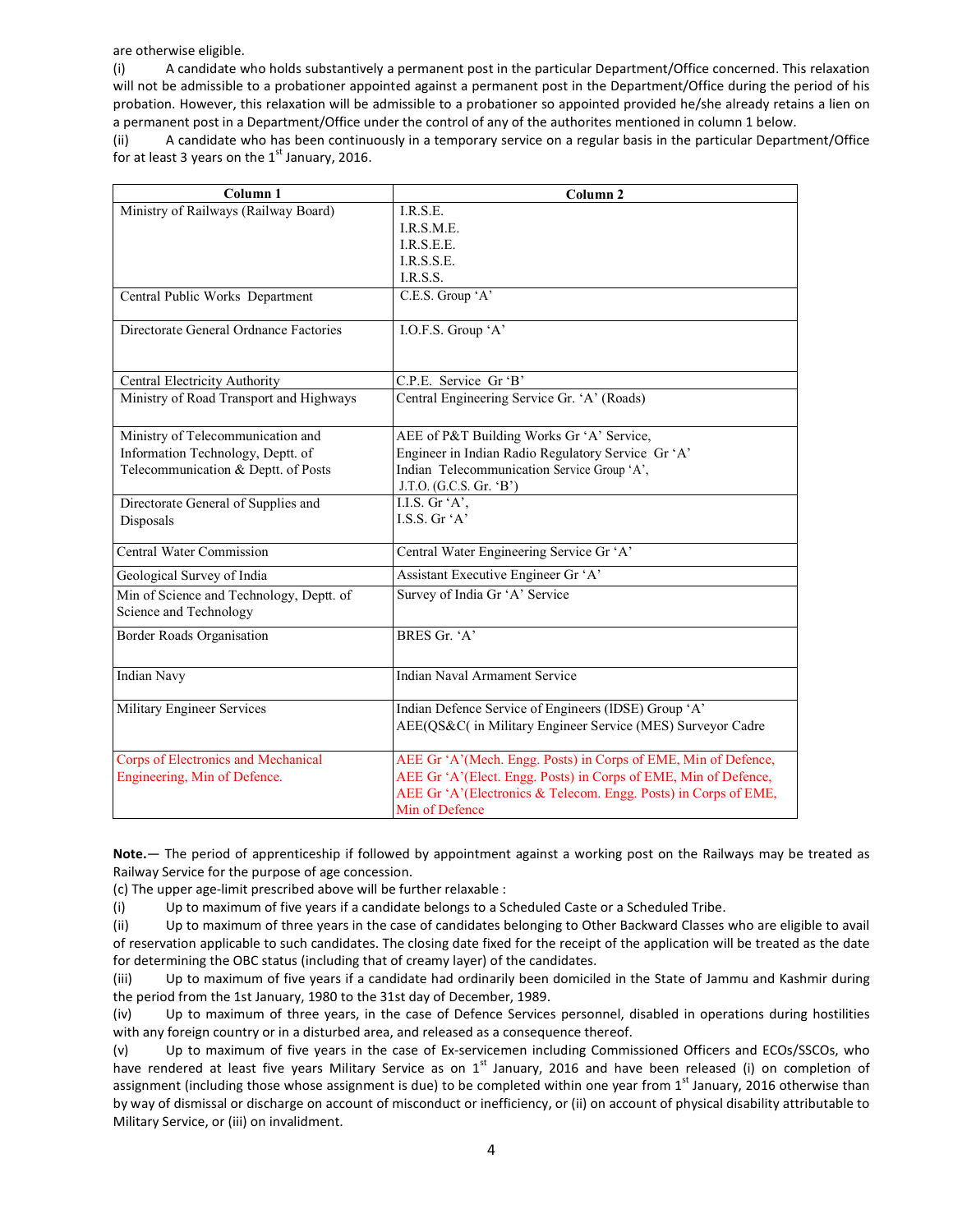are otherwise eligible.

(i) A candidate who holds substantively a permanent post in the particular Department/Office concerned. This relaxation will not be admissible to a probationer appointed against a permanent post in the Department/Office during the period of his probation. However, this relaxation will be admissible to a probationer so appointed provided he/she already retains a lien on a permanent post in a Department/Office under the control of any of the authorites mentioned in column 1 below.

(ii) A candidate who has been continuously in a temporary service on a regular basis in the particular Department/Office for at least 3 years on the 1st January, 2016.

| Column 1 | Column 2 |
|---|---|
| Ministry of Railways (Railway Board) | I.R.S.E.<br>I.R.S.M.E.<br>I.R.S.E.E.<br>I.R.S.S.E.<br>I.R.S.S. |
| Central Public Works Department | C.E.S. Group 'A' |
| Directorate General Ordnance Factories | I.O.F.S. Group 'A' |
| Central Electricity Authority | C.P.E. Service Gr 'B' |
| Ministry of Road Transport and Highways | Central Engineering Service Gr. 'A' (Roads) |
| Ministry of Telecommunication and Information Technology, Deptt. of Telecommunication & Deptt. of Posts | AEE of P&T Building Works Gr 'A' Service,<br>Engineer in Indian Radio Regulatory Service Gr 'A'<br>Indian Telecommunication Service Group 'A',<br>J.T.O. (G.C.S. Gr. 'B') |
| Directorate General of Supplies and Disposals | I.I.S. Gr 'A',<br>I.S.S. Gr 'A' |
| Central Water Commission | Central Water Engineering Service Gr 'A' |
| Geological Survey of India | Assistant Executive Engineer Gr 'A' |
| Min of Science and Technology, Deptt. of Science and Technology | Survey of India Gr 'A' Service |
| Border Roads Organisation | BRES Gr. 'A' |
| Indian Navy | Indian Naval Armament Service |
| Military Engineer Services | Indian Defence Service of Engineers (IDSE) Group 'A'<br>AEE(QS&C( in Military Engineer Service (MES) Surveyor Cadre |
| Corps of Electronics and Mechanical Engineering, Min of Defence. | AEE Gr 'A'(Mech. Engg. Posts) in Corps of EME, Min of Defence,<br>AEE Gr 'A'(Elect. Engg. Posts) in Corps of EME, Min of Defence,<br>AEE Gr 'A'(Electronics & Telecom. Engg. Posts) in Corps of EME, Min of Defence |

**Note.**— The period of apprenticeship if followed by appointment against a working post on the Railways may be treated as Railway Service for the purpose of age concession.

(c) The upper age-limit prescribed above will be further relaxable :

(i) Up to maximum of five years if a candidate belongs to a Scheduled Caste or a Scheduled Tribe.

(ii) Up to maximum of three years in the case of candidates belonging to Other Backward Classes who are eligible to avail of reservation applicable to such candidates. The closing date fixed for the receipt of the application will be treated as the date for determining the OBC status (including that of creamy layer) of the candidates.

(iii) Up to maximum of five years if a candidate had ordinarily been domiciled in the State of Jammu and Kashmir during the period from the 1st January, 1980 to the 31st day of December, 1989.

(iv) Up to maximum of three years, in the case of Defence Services personnel, disabled in operations during hostilities with any foreign country or in a disturbed area, and released as a consequence thereof.

(v) Up to maximum of five years in the case of Ex-servicemen including Commissioned Officers and ECOs/SSCOs, who have rendered at least five years Military Service as on 1st January, 2016 and have been released (i) on completion of assignment (including those whose assignment is due) to be completed within one year from 1st January, 2016 otherwise than by way of dismissal or discharge on account of misconduct or inefficiency, or (ii) on account of physical disability attributable to Military Service, or (iii) on invalidment.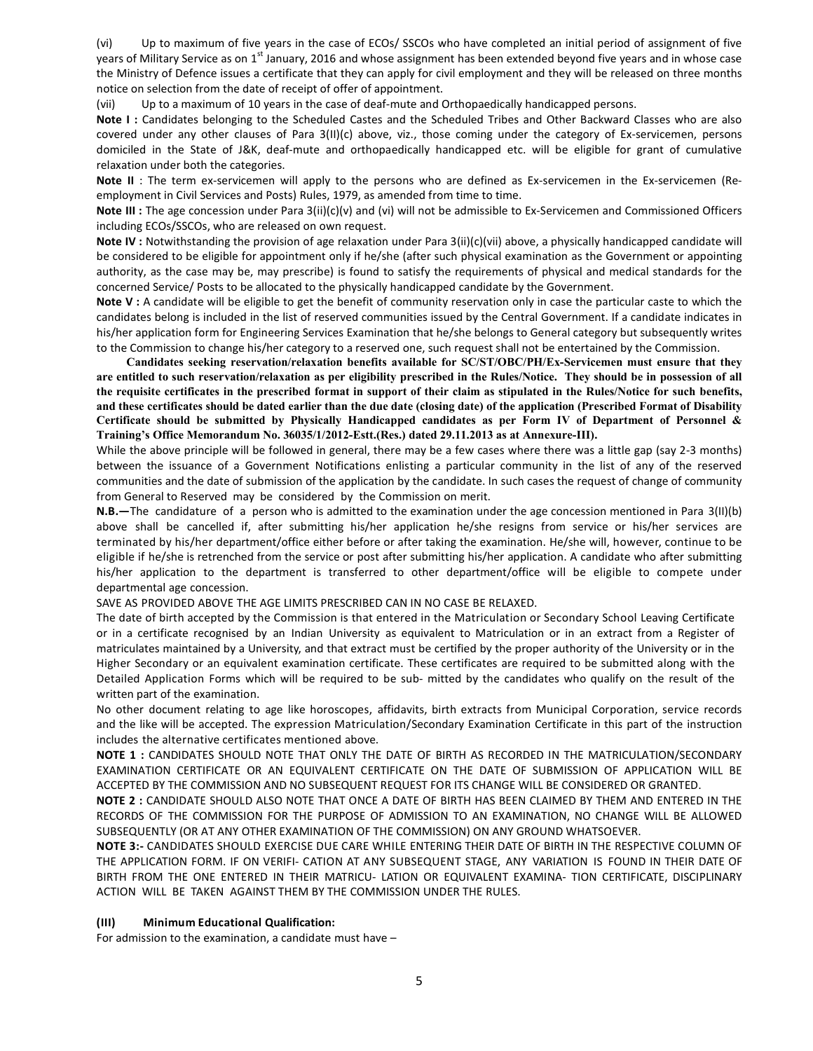(vi) Up to maximum of five years in the case of ECOs/ SSCOs who have completed an initial period of assignment of five years of Military Service as on 1st January, 2016 and whose assignment has been extended beyond five years and in whose case the Ministry of Defence issues a certificate that they can apply for civil employment and they will be released on three months notice on selection from the date of receipt of offer of appointment.

(vii) Up to a maximum of 10 years in the case of deaf-mute and Orthopaedically handicapped persons.

**Note I :** Candidates belonging to the Scheduled Castes and the Scheduled Tribes and Other Backward Classes who are also covered under any other clauses of Para 3(II)(c) above, viz., those coming under the category of Ex-servicemen, persons domiciled in the State of J&K, deaf-mute and orthopaedically handicapped etc. will be eligible for grant of cumulative relaxation under both the categories.

**Note II** : The term ex-servicemen will apply to the persons who are defined as Ex-servicemen in the Ex-servicemen (Re-employment in Civil Services and Posts) Rules, 1979, as amended from time to time.

**Note III :** The age concession under Para 3(ii)(c)(v) and (vi) will not be admissible to Ex-Servicemen and Commissioned Officers including ECOs/SSCOs, who are released on own request.

**Note IV :** Notwithstanding the provision of age relaxation under Para 3(ii)(c)(vii) above, a physically handicapped candidate will be considered to be eligible for appointment only if he/she (after such physical examination as the Government or appointing authority, as the case may be, may prescribe) is found to satisfy the requirements of physical and medical standards for the concerned Service/ Posts to be allocated to the physically handicapped candidate by the Government.

**Note V :** A candidate will be eligible to get the benefit of community reservation only in case the particular caste to which the candidates belong is included in the list of reserved communities issued by the Central Government. If a candidate indicates in his/her application form for Engineering Services Examination that he/she belongs to General category but subsequently writes to the Commission to change his/her category to a reserved one, such request shall not be entertained by the Commission.

**Candidates seeking reservation/relaxation benefits available for SC/ST/OBC/PH/Ex-Servicemen must ensure that they are entitled to such reservation/relaxation as per eligibility prescribed in the Rules/Notice. They should be in possession of all the requisite certificates in the prescribed format in support of their claim as stipulated in the Rules/Notice for such benefits, and these certificates should be dated earlier than the due date (closing date) of the application (Prescribed Format of Disability Certificate should be submitted by Physically Handicapped candidates as per Form IV of Department of Personnel & Training's Office Memorandum No. 36035/1/2012-Estt.(Res.) dated 29.11.2013 as at Annexure-III).**

While the above principle will be followed in general, there may be a few cases where there was a little gap (say 2-3 months) between the issuance of a Government Notifications enlisting a particular community in the list of any of the reserved communities and the date of submission of the application by the candidate. In such cases the request of change of community from General to Reserved may be considered by the Commission on merit.

**N.B.—**The candidature of a person who is admitted to the examination under the age concession mentioned in Para 3(II)(b) above shall be cancelled if, after submitting his/her application he/she resigns from service or his/her services are terminated by his/her department/office either before or after taking the examination. He/she will, however, continue to be eligible if he/she is retrenched from the service or post after submitting his/her application. A candidate who after submitting his/her application to the department is transferred to other department/office will be eligible to compete under departmental age concession.

SAVE AS PROVIDED ABOVE THE AGE LIMITS PRESCRIBED CAN IN NO CASE BE RELAXED.

The date of birth accepted by the Commission is that entered in the Matriculation or Secondary School Leaving Certificate or in a certificate recognised by an Indian University as equivalent to Matriculation or in an extract from a Register of matriculates maintained by a University, and that extract must be certified by the proper authority of the University or in the Higher Secondary or an equivalent examination certificate. These certificates are required to be submitted along with the Detailed Application Forms which will be required to be sub- mitted by the candidates who qualify on the result of the written part of the examination.

No other document relating to age like horoscopes, affidavits, birth extracts from Municipal Corporation, service records and the like will be accepted. The expression Matriculation/Secondary Examination Certificate in this part of the instruction includes the alternative certificates mentioned above.

**NOTE 1 :** CANDIDATES SHOULD NOTE THAT ONLY THE DATE OF BIRTH AS RECORDED IN THE MATRICULATION/SECONDARY EXAMINATION CERTIFICATE OR AN EQUIVALENT CERTIFICATE ON THE DATE OF SUBMISSION OF APPLICATION WILL BE ACCEPTED BY THE COMMISSION AND NO SUBSEQUENT REQUEST FOR ITS CHANGE WILL BE CONSIDERED OR GRANTED.

**NOTE 2 :** CANDIDATE SHOULD ALSO NOTE THAT ONCE A DATE OF BIRTH HAS BEEN CLAIMED BY THEM AND ENTERED IN THE RECORDS OF THE COMMISSION FOR THE PURPOSE OF ADMISSION TO AN EXAMINATION, NO CHANGE WILL BE ALLOWED SUBSEQUENTLY (OR AT ANY OTHER EXAMINATION OF THE COMMISSION) ON ANY GROUND WHATSOEVER.

**NOTE 3:-** CANDIDATES SHOULD EXERCISE DUE CARE WHILE ENTERING THEIR DATE OF BIRTH IN THE RESPECTIVE COLUMN OF THE APPLICATION FORM. IF ON VERIFI- CATION AT ANY SUBSEQUENT STAGE, ANY VARIATION IS FOUND IN THEIR DATE OF BIRTH FROM THE ONE ENTERED IN THEIR MATRICU- LATION OR EQUIVALENT EXAMINA- TION CERTIFICATE, DISCIPLINARY ACTION WILL BE TAKEN AGAINST THEM BY THE COMMISSION UNDER THE RULES.

**(III) Minimum Educational Qualification:**

For admission to the examination, a candidate must have –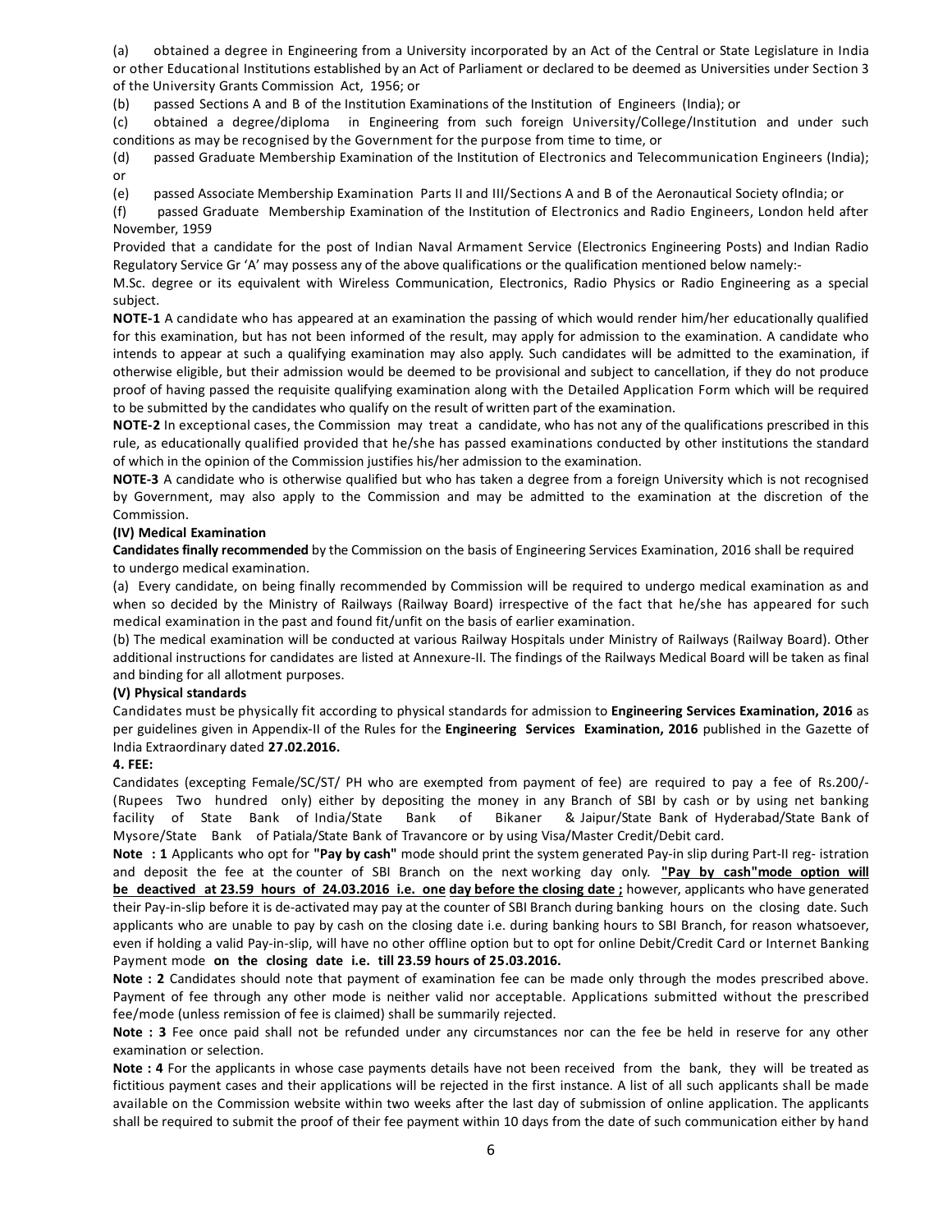(a) obtained a degree in Engineering from a University incorporated by an Act of the Central or State Legislature in India or other Educational Institutions established by an Act of Parliament or declared to be deemed as Universities under Section 3 of the University Grants Commission Act, 1956; or

(b) passed Sections A and B of the Institution Examinations of the Institution of Engineers (India); or

(c) obtained a degree/diploma in Engineering from such foreign University/College/Institution and under such conditions as may be recognised by the Government for the purpose from time to time, or

(d) passed Graduate Membership Examination of the Institution of Electronics and Telecommunication Engineers (India); or

(e) passed Associate Membership Examination Parts II and III/Sections A and B of the Aeronautical Society ofIndia; or

(f) passed Graduate Membership Examination of the Institution of Electronics and Radio Engineers, London held after November, 1959

Provided that a candidate for the post of Indian Naval Armament Service (Electronics Engineering Posts) and Indian Radio Regulatory Service Gr 'A' may possess any of the above qualifications or the qualification mentioned below namely:-

M.Sc. degree or its equivalent with Wireless Communication, Electronics, Radio Physics or Radio Engineering as a special subject.

**NOTE-1** A candidate who has appeared at an examination the passing of which would render him/her educationally qualified for this examination, but has not been informed of the result, may apply for admission to the examination. A candidate who intends to appear at such a qualifying examination may also apply. Such candidates will be admitted to the examination, if otherwise eligible, but their admission would be deemed to be provisional and subject to cancellation, if they do not produce proof of having passed the requisite qualifying examination along with the Detailed Application Form which will be required to be submitted by the candidates who qualify on the result of written part of the examination.

**NOTE-2** In exceptional cases, the Commission may treat a candidate, who has not any of the qualifications prescribed in this rule, as educationally qualified provided that he/she has passed examinations conducted by other institutions the standard of which in the opinion of the Commission justifies his/her admission to the examination.

**NOTE-3** A candidate who is otherwise qualified but who has taken a degree from a foreign University which is not recognised by Government, may also apply to the Commission and may be admitted to the examination at the discretion of the Commission.

**(IV) Medical Examination**

**Candidates finally recommended** by the Commission on the basis of Engineering Services Examination, 2016 shall be required to undergo medical examination.

(a) Every candidate, on being finally recommended by Commission will be required to undergo medical examination as and when so decided by the Ministry of Railways (Railway Board) irrespective of the fact that he/she has appeared for such medical examination in the past and found fit/unfit on the basis of earlier examination.

(b) The medical examination will be conducted at various Railway Hospitals under Ministry of Railways (Railway Board). Other additional instructions for candidates are listed at Annexure-II. The findings of the Railways Medical Board will be taken as final and binding for all allotment purposes.

**(V) Physical standards**

Candidates must be physically fit according to physical standards for admission to **Engineering Services Examination, 2016** as per guidelines given in Appendix-II of the Rules for the **Engineering Services Examination, 2016** published in the Gazette of India Extraordinary dated **27.02.2016.**

**4. FEE:**

Candidates (excepting Female/SC/ST/ PH who are exempted from payment of fee) are required to pay a fee of Rs.200/- (Rupees Two hundred only) either by depositing the money in any Branch of SBI by cash or by using net banking facility of State Bank of India/State Bank of Bikaner & Jaipur/State Bank of Hyderabad/State Bank of Mysore/State Bank of Patiala/State Bank of Travancore or by using Visa/Master Credit/Debit card.

**Note : 1** Applicants who opt for **"Pay by cash"** mode should print the system generated Pay-in slip during Part-II reg- istration and deposit the fee at the counter of SBI Branch on the next working day only. **"Pay by cash"mode option will be deactived at 23.59 hours of 24.03.2016 i.e. one day before the closing date ;** however, applicants who have generated their Pay-in-slip before it is de-activated may pay at the counter of SBI Branch during banking hours on the closing date. Such applicants who are unable to pay by cash on the closing date i.e. during banking hours to SBI Branch, for reason whatsoever, even if holding a valid Pay-in-slip, will have no other offline option but to opt for online Debit/Credit Card or Internet Banking Payment mode **on the closing date i.e. till 23.59 hours of 25.03.2016.**

**Note : 2** Candidates should note that payment of examination fee can be made only through the modes prescribed above. Payment of fee through any other mode is neither valid nor acceptable. Applications submitted without the prescribed fee/mode (unless remission of fee is claimed) shall be summarily rejected.

**Note : 3** Fee once paid shall not be refunded under any circumstances nor can the fee be held in reserve for any other examination or selection.

**Note : 4** For the applicants in whose case payments details have not been received from the bank, they will be treated as fictitious payment cases and their applications will be rejected in the first instance. A list of all such applicants shall be made available on the Commission website within two weeks after the last day of submission of online application. The applicants shall be required to submit the proof of their fee payment within 10 days from the date of such communication either by hand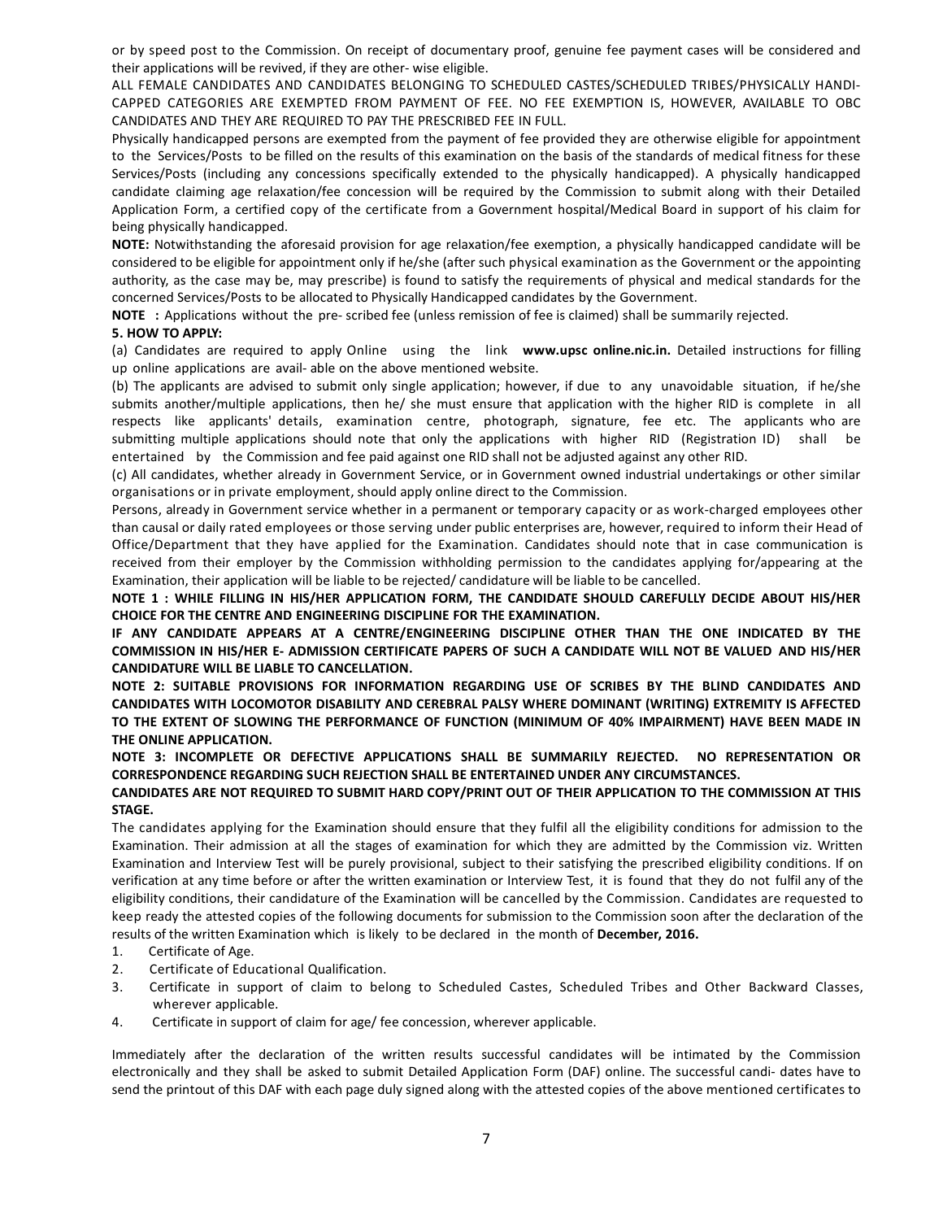or by speed post to the Commission. On receipt of documentary proof, genuine fee payment cases will be considered and their applications will be revived, if they are other- wise eligible.

ALL FEMALE CANDIDATES AND CANDIDATES BELONGING TO SCHEDULED CASTES/SCHEDULED TRIBES/PHYSICALLY HANDI-CAPPED CATEGORIES ARE EXEMPTED FROM PAYMENT OF FEE. NO FEE EXEMPTION IS, HOWEVER, AVAILABLE TO OBC CANDIDATES AND THEY ARE REQUIRED TO PAY THE PRESCRIBED FEE IN FULL.

Physically handicapped persons are exempted from the payment of fee provided they are otherwise eligible for appointment to the Services/Posts to be filled on the results of this examination on the basis of the standards of medical fitness for these Services/Posts (including any concessions specifically extended to the physically handicapped). A physically handicapped candidate claiming age relaxation/fee concession will be required by the Commission to submit along with their Detailed Application Form, a certified copy of the certificate from a Government hospital/Medical Board in support of his claim for being physically handicapped.

**NOTE:** Notwithstanding the aforesaid provision for age relaxation/fee exemption, a physically handicapped candidate will be considered to be eligible for appointment only if he/she (after such physical examination as the Government or the appointing authority, as the case may be, may prescribe) is found to satisfy the requirements of physical and medical standards for the concerned Services/Posts to be allocated to Physically Handicapped candidates by the Government.

**NOTE :** Applications without the pre- scribed fee (unless remission of fee is claimed) shall be summarily rejected.

**5. HOW TO APPLY:**

(a) Candidates are required to apply Online using the link **www.upsc online.nic.in.** Detailed instructions for filling up online applications are avail- able on the above mentioned website.

(b) The applicants are advised to submit only single application; however, if due to any unavoidable situation, if he/she submits another/multiple applications, then he/ she must ensure that application with the higher RID is complete in all respects like applicants' details, examination centre, photograph, signature, fee etc. The applicants who are submitting multiple applications should note that only the applications with higher RID (Registration ID) shall be entertained by the Commission and fee paid against one RID shall not be adjusted against any other RID.

(c) All candidates, whether already in Government Service, or in Government owned industrial undertakings or other similar organisations or in private employment, should apply online direct to the Commission.

Persons, already in Government service whether in a permanent or temporary capacity or as work-charged employees other than casual or daily rated employees or those serving under public enterprises are, however, required to inform their Head of Office/Department that they have applied for the Examination. Candidates should note that in case communication is received from their employer by the Commission withholding permission to the candidates applying for/appearing at the Examination, their application will be liable to be rejected/ candidature will be liable to be cancelled.

**NOTE 1 : WHILE FILLING IN HIS/HER APPLICATION FORM, THE CANDIDATE SHOULD CAREFULLY DECIDE ABOUT HIS/HER CHOICE FOR THE CENTRE AND ENGINEERING DISCIPLINE FOR THE EXAMINATION.**

**IF ANY CANDIDATE APPEARS AT A CENTRE/ENGINEERING DISCIPLINE OTHER THAN THE ONE INDICATED BY THE COMMISSION IN HIS/HER E- ADMISSION CERTIFICATE PAPERS OF SUCH A CANDIDATE WILL NOT BE VALUED AND HIS/HER CANDIDATURE WILL BE LIABLE TO CANCELLATION.**

**NOTE 2: SUITABLE PROVISIONS FOR INFORMATION REGARDING USE OF SCRIBES BY THE BLIND CANDIDATES AND CANDIDATES WITH LOCOMOTOR DISABILITY AND CEREBRAL PALSY WHERE DOMINANT (WRITING) EXTREMITY IS AFFECTED TO THE EXTENT OF SLOWING THE PERFORMANCE OF FUNCTION (MINIMUM OF 40% IMPAIRMENT) HAVE BEEN MADE IN THE ONLINE APPLICATION.**

**NOTE 3: INCOMPLETE OR DEFECTIVE APPLICATIONS SHALL BE SUMMARILY REJECTED. NO REPRESENTATION OR CORRESPONDENCE REGARDING SUCH REJECTION SHALL BE ENTERTAINED UNDER ANY CIRCUMSTANCES.**

**CANDIDATES ARE NOT REQUIRED TO SUBMIT HARD COPY/PRINT OUT OF THEIR APPLICATION TO THE COMMISSION AT THIS STAGE.**

The candidates applying for the Examination should ensure that they fulfil all the eligibility conditions for admission to the Examination. Their admission at all the stages of examination for which they are admitted by the Commission viz. Written Examination and Interview Test will be purely provisional, subject to their satisfying the prescribed eligibility conditions. If on verification at any time before or after the written examination or Interview Test, it is found that they do not fulfil any of the eligibility conditions, their candidature of the Examination will be cancelled by the Commission. Candidates are requested to keep ready the attested copies of the following documents for submission to the Commission soon after the declaration of the results of the written Examination which is likely to be declared in the month of **December, 2016.**

1. Certificate of Age.
2. Certificate of Educational Qualification.
3. Certificate in support of claim to belong to Scheduled Castes, Scheduled Tribes and Other Backward Classes, wherever applicable.
4. Certificate in support of claim for age/ fee concession, wherever applicable.

Immediately after the declaration of the written results successful candidates will be intimated by the Commission electronically and they shall be asked to submit Detailed Application Form (DAF) online. The successful candi- dates have to send the printout of this DAF with each page duly signed along with the attested copies of the above mentioned certificates to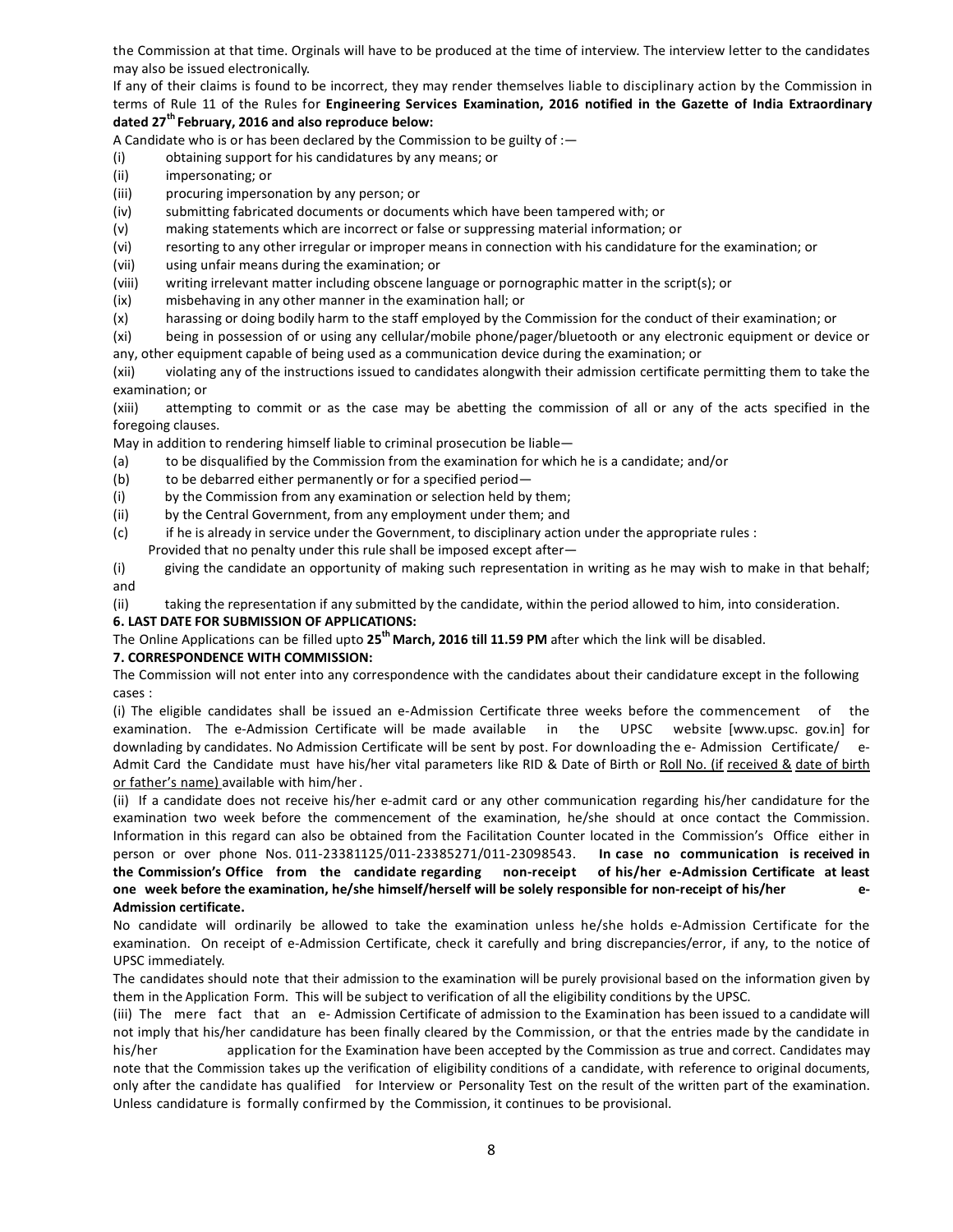the Commission at that time. Orginals will have to be produced at the time of interview. The interview letter to the candidates may also be issued electronically.

If any of their claims is found to be incorrect, they may render themselves liable to disciplinary action by the Commission in terms of Rule 11 of the Rules for **Engineering Services Examination, 2016 notified in the Gazette of India Extraordinary dated 27th February, 2016 and also reproduce below:**

A Candidate who is or has been declared by the Commission to be guilty of :—

(i) obtaining support for his candidatures by any means; or

(ii) impersonating; or

(iii) procuring impersonation by any person; or

(iv) submitting fabricated documents or documents which have been tampered with; or

(v) making statements which are incorrect or false or suppressing material information; or

(vi) resorting to any other irregular or improper means in connection with his candidature for the examination; or

(vii) using unfair means during the examination; or

(viii) writing irrelevant matter including obscene language or pornographic matter in the script(s); or

(ix) misbehaving in any other manner in the examination hall; or

(x) harassing or doing bodily harm to the staff employed by the Commission for the conduct of their examination; or

(xi) being in possession of or using any cellular/mobile phone/pager/bluetooth or any electronic equipment or device or any, other equipment capable of being used as a communication device during the examination; or

(xii) violating any of the instructions issued to candidates alongwith their admission certificate permitting them to take the examination; or

(xiii) attempting to commit or as the case may be abetting the commission of all or any of the acts specified in the foregoing clauses.

May in addition to rendering himself liable to criminal prosecution be liable—

(a) to be disqualified by the Commission from the examination for which he is a candidate; and/or

(b) to be debarred either permanently or for a specified period—

(i) by the Commission from any examination or selection held by them;

(ii) by the Central Government, from any employment under them; and

(c) if he is already in service under the Government, to disciplinary action under the appropriate rules :

Provided that no penalty under this rule shall be imposed except after—

(i) giving the candidate an opportunity of making such representation in writing as he may wish to make in that behalf; and

(ii) taking the representation if any submitted by the candidate, within the period allowed to him, into consideration.

**6. LAST DATE FOR SUBMISSION OF APPLICATIONS:**

The Online Applications can be filled upto **25th March, 2016 till 11.59 PM** after which the link will be disabled.

**7. CORRESPONDENCE WITH COMMISSION:**

The Commission will not enter into any correspondence with the candidates about their candidature except in the following cases :

(i) The eligible candidates shall be issued an e-Admission Certificate three weeks before the commencement of the examination. The e-Admission Certificate will be made available in the UPSC website [www.upsc. gov.in] for downlading by candidates. No Admission Certificate will be sent by post. For downloading the e- Admission Certificate/ e-Admit Card the Candidate must have his/her vital parameters like RID & Date of Birth or Roll No. (if received & date of birth or father's name) available with him/her.

(ii) If a candidate does not receive his/her e-admit card or any other communication regarding his/her candidature for the examination two week before the commencement of the examination, he/she should at once contact the Commission. Information in this regard can also be obtained from the Facilitation Counter located in the Commission's Office either in person or over phone Nos. 011-23381125/011-23385271/011-23098543. **In case no communication is received in the Commission's Office from the candidate regarding non-receipt of his/her e-Admission Certificate at least one week before the examination, he/she himself/herself will be solely responsible for non-receipt of his/her e-Admission certificate.**

No candidate will ordinarily be allowed to take the examination unless he/she holds e-Admission Certificate for the examination. On receipt of e-Admission Certificate, check it carefully and bring discrepancies/error, if any, to the notice of UPSC immediately.

The candidates should note that their admission to the examination will be purely provisional based on the information given by them in the Application Form. This will be subject to verification of all the eligibility conditions by the UPSC.

(iii) The mere fact that an e- Admission Certificate of admission to the Examination has been issued to a candidate will not imply that his/her candidature has been finally cleared by the Commission, or that the entries made by the candidate in his/her application for the Examination have been accepted by the Commission as true and correct. Candidates may note that the Commission takes up the verification of eligibility conditions of a candidate, with reference to original documents, only after the candidate has qualified for Interview or Personality Test on the result of the written part of the examination. Unless candidature is formally confirmed by the Commission, it continues to be provisional.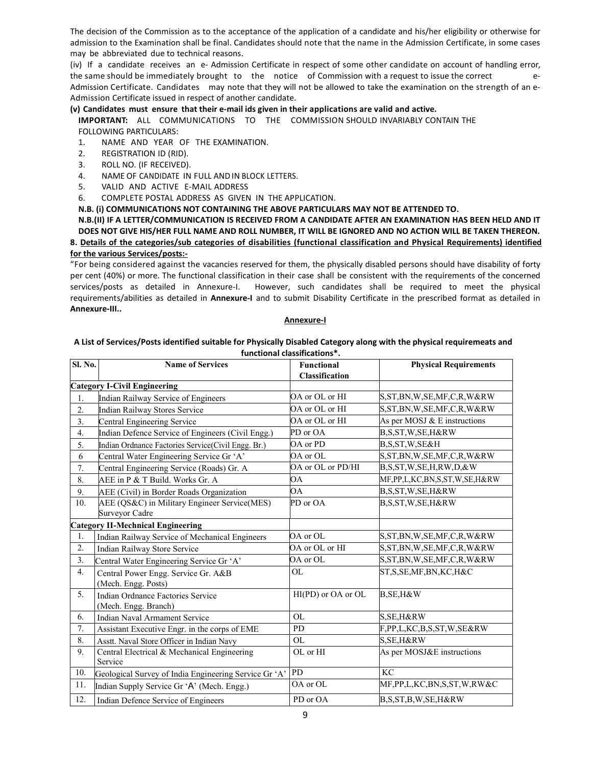The decision of the Commission as to the acceptance of the application of a candidate and his/her eligibility or otherwise for admission to the Examination shall be final. Candidates should note that the name in the Admission Certificate, in some cases may be abbreviated due to technical reasons.

(iv) If a candidate receives an e- Admission Certificate in respect of some other candidate on account of handling error, the same should be immediately brought to the notice of Commission with a request to issue the correct e-Admission Certificate. Candidates may note that they will not be allowed to take the examination on the strength of an e-Admission Certificate issued in respect of another candidate.

**(v) Candidates must ensure that their e-mail ids given in their applications are valid and active.**

**IMPORTANT:** ALL COMMUNICATIONS TO THE COMMISSION SHOULD INVARIABLY CONTAIN THE FOLLOWING PARTICULARS:

1. NAME AND YEAR OF THE EXAMINATION.
2. REGISTRATION ID (RID).
3. ROLL NO. (IF RECEIVED).
4. NAME OF CANDIDATE IN FULL AND IN BLOCK LETTERS.
5. VALID AND ACTIVE E-MAIL ADDRESS
6. COMPLETE POSTAL ADDRESS AS GIVEN IN THE APPLICATION.

**N.B. (i) COMMUNICATIONS NOT CONTAINING THE ABOVE PARTICULARS MAY NOT BE ATTENDED TO.**

**N.B.(II) IF A LETTER/COMMUNICATION IS RECEIVED FROM A CANDIDATE AFTER AN EXAMINATION HAS BEEN HELD AND IT DOES NOT GIVE HIS/HER FULL NAME AND ROLL NUMBER, IT WILL BE IGNORED AND NO ACTION WILL BE TAKEN THEREON.**

**8. Details of the categories/sub categories of disabilities (functional classification and Physical Requirements) identified for the various Services/posts:-**

"For being considered against the vacancies reserved for them, the physically disabled persons should have disability of forty per cent (40%) or more. The functional classification in their case shall be consistent with the requirements of the concerned services/posts as detailed in Annexure-I. However, such candidates shall be required to meet the physical requirements/abilities as detailed in **Annexure-I** and to submit Disability Certificate in the prescribed format as detailed in **Annexure-III..**

## Annexure-I

**A List of Services/Posts identified suitable for Physically Disabled Category along with the physical requiremeats and functional classifications\*.**

| Sl. No. | Name of Services | Functional Classification | Physical Requirements |
|---|---|---|---|
| **Category I-Civil Engineering** | | | |
| 1. | Indian Railway Service of Engineers | OA or OL or HI | S,ST,BN,W,SE,MF,C,R,W&RW |
| 2. | Indian Railway Stores Service | OA or OL or HI | S,ST,BN,W,SE,MF,C,R,W&RW |
| 3. | Central Engineering Service | OA or OL or HI | As per MOSJ & E instructions |
| 4. | Indian Defence Service of Engineers (Civil Engg.) | PD or OA | B,S,ST,W,SE,H&RW |
| 5. | Indian Ordnance Factories Service(Civil Engg. Br.) | OA or PD | B,S,ST,W,SE&H |
| 6 | Central Water Engineering Service Gr 'A' | OA or OL | S,ST,BN,W,SE,MF,C,R,W&RW |
| 7. | Central Engineering Service (Roads) Gr. A | OA or OL or PD/HI | B,S,ST,W,SE,H,RW,D,&W |
| 8. | AEE in P & T Build. Works Gr. A | OA | MF,PP,L,KC,BN,S,ST,W,SE,H&RW |
| 9. | AEE (Civil) in Border Roads Organization | OA | B,S,ST,W,SE,H&RW |
| 10. | AEE (QS&C) in Military Engineer Service(MES) Surveyor Cadre | PD or OA | B,S,ST,W,SE,H&RW |
| **Category II-Mechnical Engineering** | | | |
| 1. | Indian Railway Service of Mechanical Engineers | OA or OL | S,ST,BN,W,SE,MF,C,R,W&RW |
| 2. | Indian Railway Store Service | OA or OL or HI | S,ST,BN,W,SE,MF,C,R,W&RW |
| 3. | Central Water Engineering Service Gr 'A' | OA or OL | S,ST,BN,W,SE,MF,C,R,W&RW |
| 4. | Central Power Engg. Service Gr. A&B (Mech. Engg. Posts) | OL | ST,S,SE,MF,BN,KC,H&C |
| 5. | Indian Ordnance Factories Service (Mech. Engg. Branch) | HI(PD) or OA or OL | B,SE,H&W |
| 6. | Indian Naval Armament Service | OL | S,SE,H&RW |
| 7. | Assistant Executive Engr. in the corps of EME | PD | F,PP,L,KC,B,S,ST,W,SE&RW |
| 8. | Asstt. Naval Store Officer in Indian Navy | OL | S,SE,H&RW |
| 9. | Central Electrical & Mechanical Engineering Service | OL or HI | As per MOSJ&E instructions |
| 10. | Geological Survey of India Engineering Service Gr 'A' | PD | KC |
| 11. | Indian Supply Service Gr 'A' (Mech. Engg.) | OA or OL | MF,PP,L,KC,BN,S,ST,W,RW&C |
| 12. | Indian Defence Service of Engineers | PD or OA | B,S,ST,B,W,SE,H&RW |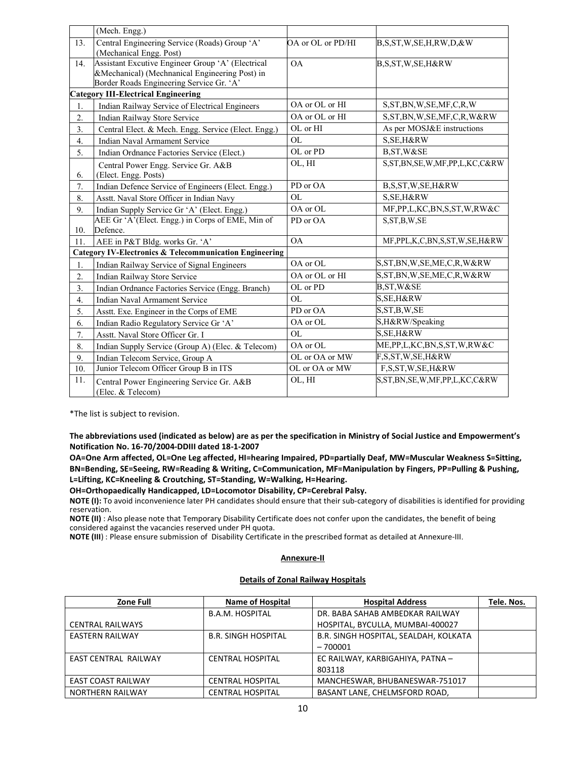|  | (Mech. Engg.) |  |  |
|---|---|---|---|
| 13. | Central Engineering Service (Roads) Group 'A' (Mechanical Engg. Post) | OA or OL or PD/HI | B,S,ST,W,SE,H,RW,D,&W |
| 14. | Assistant Excutive Engineer Group 'A' (Electrical &Mechanical) (Mechnanical Engineering Post) in Border Roads Engineering Service Gr. 'A' | OA | B,S,ST,W,SE,H&RW |
| **Category III-Electrical Engineering** |  |  |  |
| 1. | Indian Railway Service of Electrical Engineers | OA or OL or HI | S,ST,BN,W,SE,MF,C,R,W |
| 2. | Indian Railway Store Service | OA or OL or HI | S,ST,BN,W,SE,MF,C,R,W&RW |
| 3. | Central Elect. & Mech. Engg. Service (Elect. Engg.) | OL or HI | As per MOSJ&E instructions |
| 4. | Indian Naval Armament Service | OL | S,SE,H&RW |
| 5. | Indian Ordnance Factories Service (Elect.) | OL or PD | B,ST,W&SE |
| 6. | Central Power Engg. Service Gr. A&B (Elect. Engg. Posts) | OL, HI | S,ST,BN,SE,W,MF,PP,L,KC,C&RW |
| 7. | Indian Defence Service of Engineers (Elect. Engg.) | PD or OA | B,S,ST,W,SE,H&RW |
| 8. | Asstt. Naval Store Officer in Indian Navy | OL | S,SE,H&RW |
| 9. | Indian Supply Service Gr 'A' (Elect. Engg.) | OA or OL | MF,PP,L,KC,BN,S,ST,W,RW&C |
| 10. | AEE Gr 'A'(Elect. Engg.) in Corps of EME, Min of Defence. | PD or OA | S,ST,B,W,SE |
| 11. | AEE in P&T Bldg. works Gr. 'A' | OA | MF,PPL,K,C,BN,S,ST,W,SE,H&RW |
| **Category IV-Electronics & Telecommunication Engineering** |  |  |  |
| 1. | Indian Railway Service of Signal Engineers | OA or OL | S,ST,BN,W,SE,ME,C,R,W&RW |
| 2. | Indian Railway Store Service | OA or OL or HI | S,ST,BN,W,SE,ME,C,R,W&RW |
| 3. | Indian Ordnance Factories Service (Engg. Branch) | OL or PD | B,ST,W&SE |
| 4. | Indian Naval Armament Service | OL | S,SE,H&RW |
| 5. | Asstt. Exe. Engineer in the Corps of EME | PD or OA | S,ST,B,W,SE |
| 6. | Indian Radio Regulatory Service Gr 'A' | OA or OL | S,H&RW/Speaking |
| 7. | Asstt. Naval Store Officer Gr. I | OL | S,SE,H&RW |
| 8. | Indian Supply Service (Group A) (Elec. & Telecom) | OA or OL | ME,PP,L,KC,BN,S,ST,W,RW&C |
| 9. | Indian Telecom Service, Group A | OL or OA or MW | F,S,ST,W,SE,H&RW |
| 10. | Junior Telecom Officer Group B in ITS | OL or OA or MW | F,S,ST,W,SE,H&RW |
| 11. | Central Power Engineering Service Gr. A&B (Elec. & Telecom) | OL, HI | S,ST,BN,SE,W,MF,PP,L,KC,C&RW |

*The list is subject to revision.

**The abbreviations used (indicated as below) are as per the specification in Ministry of Social Justice and Empowerment's Notification No. 16-70/2004-DDIII dated 18-1-2007**

**OA=One Arm affected, OL=One Leg affected, HI=hearing Impaired, PD=partially Deaf, MW=Muscular Weakness S=Sitting, BN=Bending, SE=Seeing, RW=Reading & Writing, C=Communication, MF=Manipulation by Fingers, PP=Pulling & Pushing, L=Lifting, KC=Kneeling & Croutching, ST=Standing, W=Walking, H=Hearing.**

**OH=Orthopaedically Handicapped, LD=Locomotor Disability, CP=Cerebral Palsy.**

**NOTE (I):** To avoid inconvenience later PH candidates should ensure that their sub-category of disabilities is identified for providing reservation.

**NOTE (II)** : Also please note that Temporary Disability Certificate does not confer upon the candidates, the benefit of being considered against the vacancies reserved under PH quota.

**NOTE (III**) : Please ensure submission of Disability Certificate in the prescribed format as detailed at Annexure-III.

## Annexure-II

### Details of Zonal Railway Hospitals

| Zone Full | Name of Hospital | Hospital Address | Tele. Nos. |
|---|---|---|---|
| CENTRAL RAILWAYS | B.A.M. HOSPITAL | DR. BABA SAHAB AMBEDKAR RAILWAY HOSPITAL, BYCULLA, MUMBAI-400027 |  |
| EASTERN RAILWAY | B.R. SINGH HOSPITAL | B.R. SINGH HOSPITAL, SEALDAH, KOLKATA – 700001 |  |
| EAST CENTRAL RAILWAY | CENTRAL HOSPITAL | EC RAILWAY, KARBIGAHIYA, PATNA – 803118 |  |
| EAST COAST RAILWAY | CENTRAL HOSPITAL | MANCHESWAR, BHUBANESWAR-751017 |  |
| NORTHERN RAILWAY | CENTRAL HOSPITAL | BASANT LANE, CHELMSFORD ROAD, |  |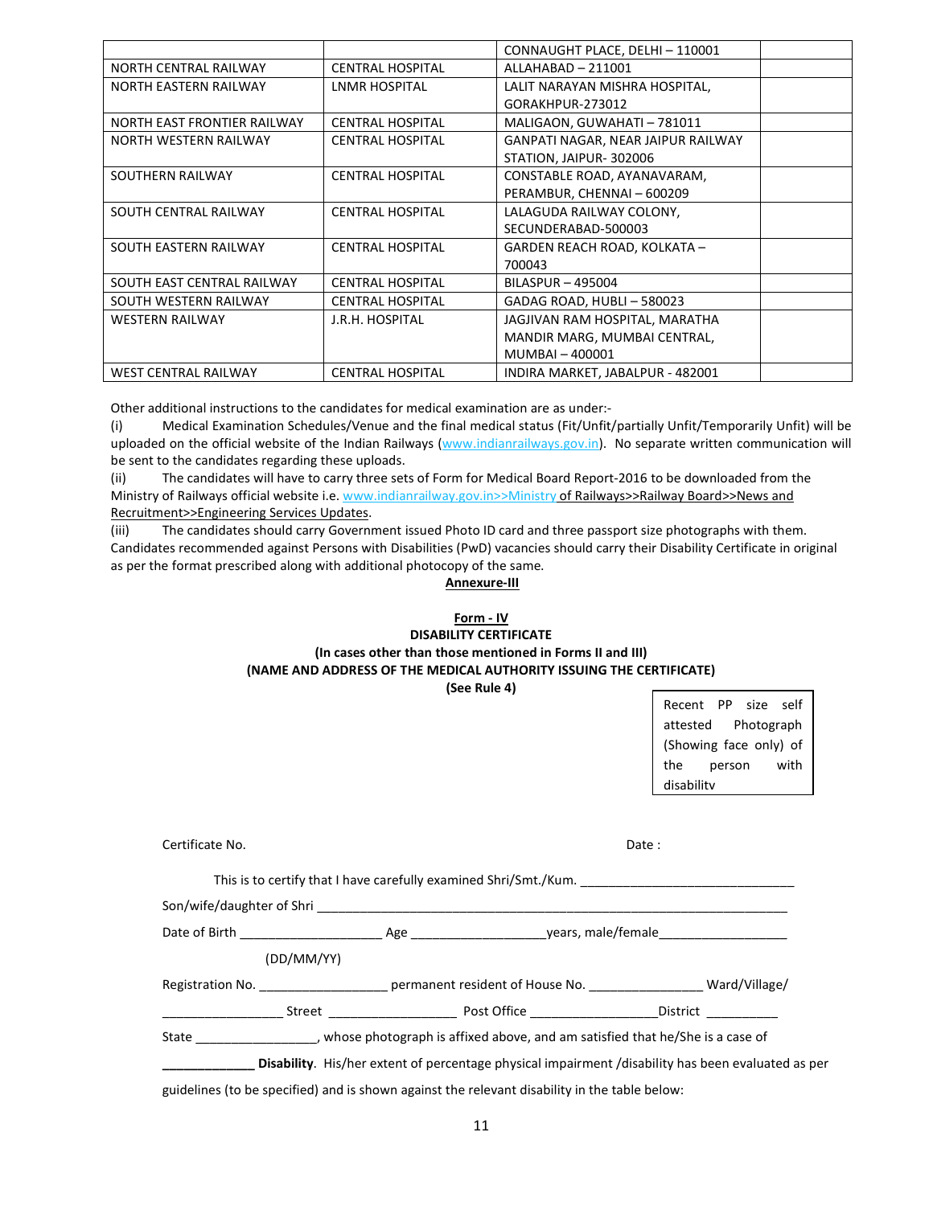| | | CONNAUGHT PLACE, DELHI – 110001 | |
|---|---|---|---|
| NORTH CENTRAL RAILWAY | CENTRAL HOSPITAL | ALLAHABAD – 211001 | |
| NORTH EASTERN RAILWAY | LNMR HOSPITAL | LALIT NARAYAN MISHRA HOSPITAL, GORAKHPUR-273012 | |
| NORTH EAST FRONTIER RAILWAY | CENTRAL HOSPITAL | MALIGAON, GUWAHATI – 781011 | |
| NORTH WESTERN RAILWAY | CENTRAL HOSPITAL | GANPATI NAGAR, NEAR JAIPUR RAILWAY STATION, JAIPUR- 302006 | |
| SOUTHERN RAILWAY | CENTRAL HOSPITAL | CONSTABLE ROAD, AYANAVARAM, PERAMBUR, CHENNAI – 600209 | |
| SOUTH CENTRAL RAILWAY | CENTRAL HOSPITAL | LALAGUDA RAILWAY COLONY, SECUNDERABAD-500003 | |
| SOUTH EASTERN RAILWAY | CENTRAL HOSPITAL | GARDEN REACH ROAD, KOLKATA – 700043 | |
| SOUTH EAST CENTRAL RAILWAY | CENTRAL HOSPITAL | BILASPUR – 495004 | |
| SOUTH WESTERN RAILWAY | CENTRAL HOSPITAL | GADAG ROAD, HUBLI – 580023 | |
| WESTERN RAILWAY | J.R.H. HOSPITAL | JAGJIVAN RAM HOSPITAL, MARATHA MANDIR MARG, MUMBAI CENTRAL, MUMBAI – 400001 | |
| WEST CENTRAL RAILWAY | CENTRAL HOSPITAL | INDIRA MARKET, JABALPUR - 482001 | |

Other additional instructions to the candidates for medical examination are as under:-

(i) Medical Examination Schedules/Venue and the final medical status (Fit/Unfit/partially Unfit/Temporarily Unfit) will be uploaded on the official website of the Indian Railways (www.indianrailways.gov.in). No separate written communication will be sent to the candidates regarding these uploads.

(ii) The candidates will have to carry three sets of Form for Medical Board Report-2016 to be downloaded from the Ministry of Railways official website i.e. www.indianrailway.gov.in>>Ministry of Railways>>Railway Board>>News and Recruitment>>Engineering Services Updates.

(iii) The candidates should carry Government issued Photo ID card and three passport size photographs with them. Candidates recommended against Persons with Disabilities (PwD) vacancies should carry their Disability Certificate in original as per the format prescribed along with additional photocopy of the same.

**Annexure-III**

**Form - IV**

**DISABILITY CERTIFICATE**

**(In cases other than those mentioned in Forms II and III)**

**(NAME AND ADDRESS OF THE MEDICAL AUTHORITY ISSUING THE CERTIFICATE)**

**(See Rule 4)**

| Recent PP size self attested Photograph (Showing face only) of the person with disability |
|---|

Certificate No. Date :

This is to certify that I have carefully examined Shri/Smt./Kum. ______________________________

Son/wife/daughter of Shri ____________________________________________________________________

Date of Birth ____________________ Age __________________years, male/female__________________

(DD/MM/YY)

Registration No. __________________ permanent resident of House No. ________________ Ward/Village/

_________________ Street __________________ Post Office __________________District __________

State _________________, whose photograph is affixed above, and am satisfied that he/She is a case of

**_____________ Disability**. His/her extent of percentage physical impairment /disability has been evaluated as per guidelines (to be specified) and is shown against the relevant disability in the table below: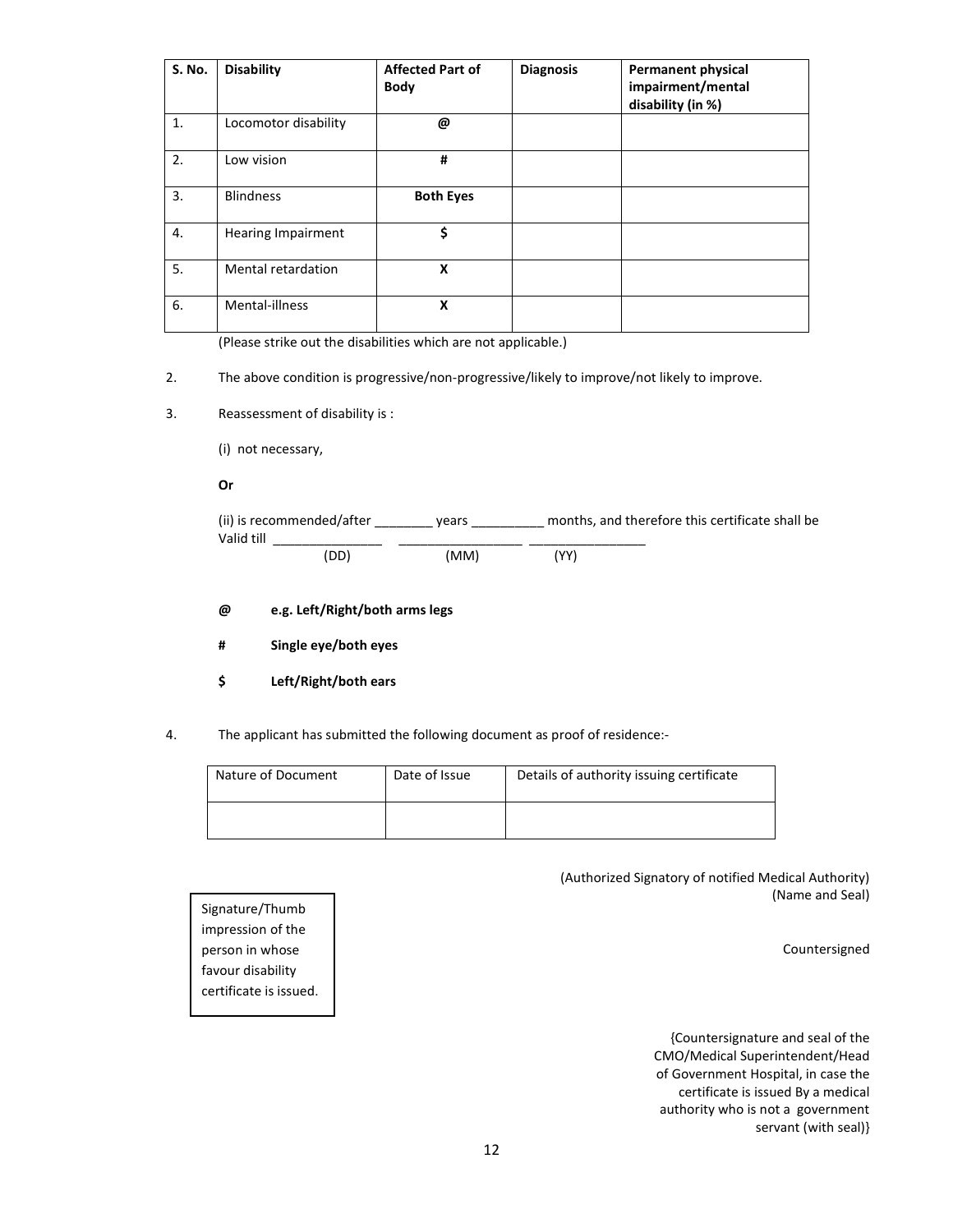| S. No. | Disability | Affected Part of Body | Diagnosis | Permanent physical impairment/mental disability (in %) |
|---|---|---|---|---|
| 1. | Locomotor disability | **@** | | |
| 2. | Low vision | **#** | | |
| 3. | Blindness | **Both Eyes** | | |
| 4. | Hearing Impairment | **$** | | |
| 5. | Mental retardation | **X** | | |
| 6. | Mental-illness | **X** | | |

(Please strike out the disabilities which are not applicable.)

2. The above condition is progressive/non-progressive/likely to improve/not likely to improve.

3. Reassessment of disability is :

(i) not necessary,

**Or**

(ii) is recommended/after ________ years __________ months, and therefore this certificate shall be Valid till _______________ _________________ ________________
(DD) (MM) (YY)

**@ e.g. Left/Right/both arms legs**

**# Single eye/both eyes**

**$ Left/Right/both ears**

4. The applicant has submitted the following document as proof of residence:-

| Nature of Document | Date of Issue | Details of authority issuing certificate |
|---|---|---|
| | | |

(Authorized Signatory of notified Medical Authority)
(Name and Seal)

Signature/Thumb impression of the person in whose favour disability certificate is issued.

Countersigned

{Countersignature and seal of the CMO/Medical Superintendent/Head of Government Hospital, in case the certificate is issued By a medical authority who is not a government servant (with seal)}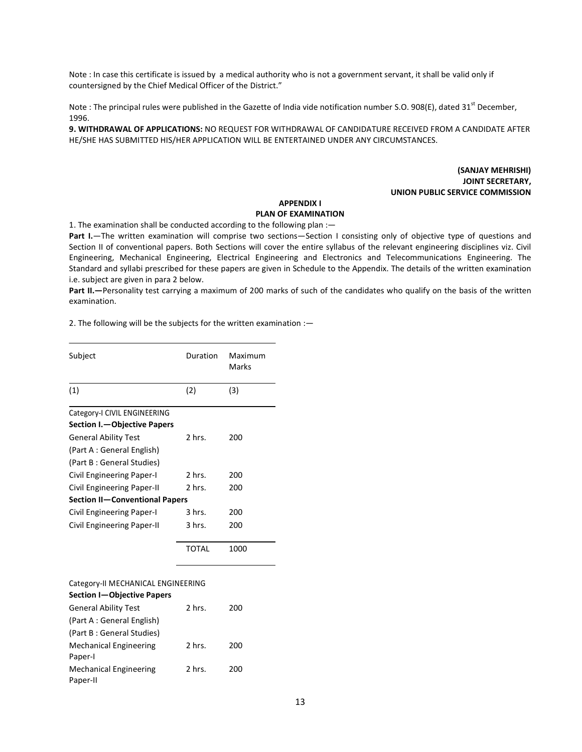Note : In case this certificate is issued by a medical authority who is not a government servant, it shall be valid only if countersigned by the Chief Medical Officer of the District."

Note : The principal rules were published in the Gazette of India vide notification number S.O. 908(E), dated 31st December, 1996.

**9. WITHDRAWAL OF APPLICATIONS:** NO REQUEST FOR WITHDRAWAL OF CANDIDATURE RECEIVED FROM A CANDIDATE AFTER HE/SHE HAS SUBMITTED HIS/HER APPLICATION WILL BE ENTERTAINED UNDER ANY CIRCUMSTANCES.

**(SANJAY MEHRISHI)**
**JOINT SECRETARY,**
**UNION PUBLIC SERVICE COMMISSION**

## APPENDIX I
## PLAN OF EXAMINATION

1. The examination shall be conducted according to the following plan :—

**Part I.**—The written examination will comprise two sections—Section I consisting only of objective type of questions and Section II of conventional papers. Both Sections will cover the entire syllabus of the relevant engineering disciplines viz. Civil Engineering, Mechanical Engineering, Electrical Engineering and Electronics and Telecommunications Engineering. The Standard and syllabi prescribed for these papers are given in Schedule to the Appendix. The details of the written examination i.e. subject are given in para 2 below.

**Part II.—**Personality test carrying a maximum of 200 marks of such of the candidates who qualify on the basis of the written examination.

2. The following will be the subjects for the written examination :—

| Subject | Duration | Maximum Marks |
|---|---|---|
| (1) | (2) | (3) |
| Category-I CIVIL ENGINEERING | | |
| **Section I.—Objective Papers** | | |
| General Ability Test (Part A : General English) (Part B : General Studies) | 2 hrs. | 200 |
| Civil Engineering Paper-I | 2 hrs. | 200 |
| Civil Engineering Paper-II | 2 hrs. | 200 |
| **Section II—Conventional Papers** | | |
| Civil Engineering Paper-I | 3 hrs. | 200 |
| Civil Engineering Paper-II | 3 hrs. | 200 |
| | TOTAL | 1000 |

| Subject | Duration | Maximum Marks |
|---|---|---|
| Category-II MECHANICAL ENGINEERING | | |
| **Section I—Objective Papers** | | |
| General Ability Test (Part A : General English) (Part B : General Studies) | 2 hrs. | 200 |
| Mechanical Engineering Paper-I | 2 hrs. | 200 |
| Mechanical Engineering Paper-II | 2 hrs. | 200 |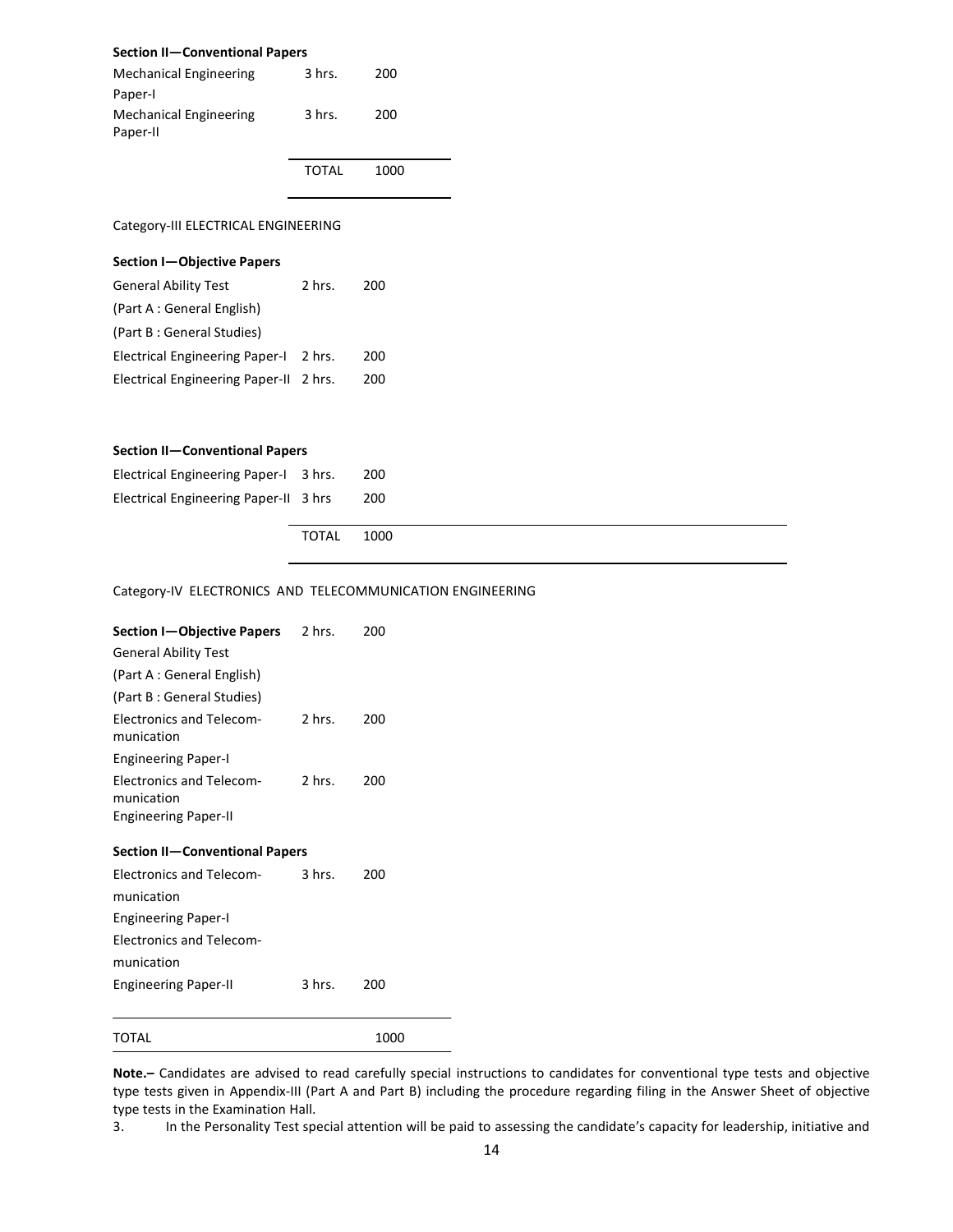**Section II—Conventional Papers**

| | | |
|---|---|---|
| Mechanical Engineering Paper-I | 3 hrs. | 200 |
| Mechanical Engineering Paper-II | 3 hrs. | 200 |
| | TOTAL | 1000 |

Category-III ELECTRICAL ENGINEERING

**Section I—Objective Papers**

| | | |
|---|---|---|
| General Ability Test<br>(Part A : General English)<br>(Part B : General Studies) | 2 hrs. | 200 |
| Electrical Engineering Paper-I | 2 hrs. | 200 |
| Electrical Engineering Paper-II | 2 hrs. | 200 |

**Section II—Conventional Papers**

| | | |
|---|---|---|
| Electrical Engineering Paper-I | 3 hrs. | 200 |
| Electrical Engineering Paper-II | 3 hrs | 200 |
| | TOTAL | 1000 |

Category-IV ELECTRONICS AND TELECOMMUNICATION ENGINEERING

| | | |
|---|---|---|
| **Section I—Objective Papers**<br>General Ability Test<br>(Part A : General English)<br>(Part B : General Studies) | 2 hrs. | 200 |
| Electronics and Telecommunication Engineering Paper-I | 2 hrs. | 200 |
| Electronics and Telecommunication Engineering Paper-II | 2 hrs. | 200 |

**Section II—Conventional Papers**

| | | |
|---|---|---|
| Electronics and Telecommunication Engineering Paper-I | 3 hrs. | 200 |
| Electronics and Telecommunication Engineering Paper-II | 3 hrs. | 200 |
| TOTAL | | 1000 |

**Note.–** Candidates are advised to read carefully special instructions to candidates for conventional type tests and objective type tests given in Appendix-III (Part A and Part B) including the procedure regarding filing in the Answer Sheet of objective type tests in the Examination Hall.

3. In the Personality Test special attention will be paid to assessing the candidate's capacity for leadership, initiative and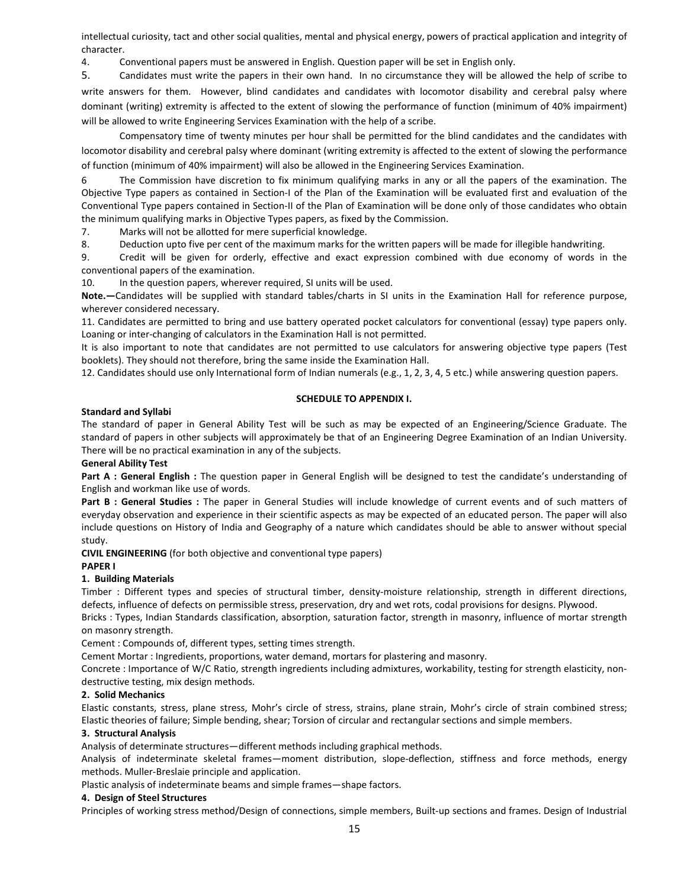intellectual curiosity, tact and other social qualities, mental and physical energy, powers of practical application and integrity of character.

4. Conventional papers must be answered in English. Question paper will be set in English only.

5. Candidates must write the papers in their own hand. In no circumstance they will be allowed the help of scribe to write answers for them. However, blind candidates and candidates with locomotor disability and cerebral palsy where dominant (writing) extremity is affected to the extent of slowing the performance of function (minimum of 40% impairment) will be allowed to write Engineering Services Examination with the help of a scribe.

Compensatory time of twenty minutes per hour shall be permitted for the blind candidates and the candidates with locomotor disability and cerebral palsy where dominant (writing extremity is affected to the extent of slowing the performance of function (minimum of 40% impairment) will also be allowed in the Engineering Services Examination.

6 The Commission have discretion to fix minimum qualifying marks in any or all the papers of the examination. The Objective Type papers as contained in Section-I of the Plan of the Examination will be evaluated first and evaluation of the Conventional Type papers contained in Section-II of the Plan of Examination will be done only of those candidates who obtain the minimum qualifying marks in Objective Types papers, as fixed by the Commission.

7. Marks will not be allotted for mere superficial knowledge.

8. Deduction upto five per cent of the maximum marks for the written papers will be made for illegible handwriting.

9. Credit will be given for orderly, effective and exact expression combined with due economy of words in the conventional papers of the examination.

10. In the question papers, wherever required, SI units will be used.

**Note.—**Candidates will be supplied with standard tables/charts in SI units in the Examination Hall for reference purpose, wherever considered necessary.

11. Candidates are permitted to bring and use battery operated pocket calculators for conventional (essay) type papers only. Loaning or inter-changing of calculators in the Examination Hall is not permitted.

It is also important to note that candidates are not permitted to use calculators for answering objective type papers (Test booklets). They should not therefore, bring the same inside the Examination Hall.

12. Candidates should use only International form of Indian numerals (e.g., 1, 2, 3, 4, 5 etc.) while answering question papers.

## SCHEDULE TO APPENDIX I.

**Standard and Syllabi**

The standard of paper in General Ability Test will be such as may be expected of an Engineering/Science Graduate. The standard of papers in other subjects will approximately be that of an Engineering Degree Examination of an Indian University. There will be no practical examination in any of the subjects.

**General Ability Test**

**Part A : General English :** The question paper in General English will be designed to test the candidate's understanding of English and workman like use of words.

**Part B : General Studies :** The paper in General Studies will include knowledge of current events and of such matters of everyday observation and experience in their scientific aspects as may be expected of an educated person. The paper will also include questions on History of India and Geography of a nature which candidates should be able to answer without special study.

**CIVIL ENGINEERING** (for both objective and conventional type papers)

**PAPER I**

**1. Building Materials**

Timber : Different types and species of structural timber, density-moisture relationship, strength in different directions, defects, influence of defects on permissible stress, preservation, dry and wet rots, codal provisions for designs. Plywood.

Bricks : Types, Indian Standards classification, absorption, saturation factor, strength in masonry, influence of mortar strength on masonry strength.

Cement : Compounds of, different types, setting times strength.

Cement Mortar : Ingredients, proportions, water demand, mortars for plastering and masonry.

Concrete : Importance of W/C Ratio, strength ingredients including admixtures, workability, testing for strength elasticity, non-destructive testing, mix design methods.

**2. Solid Mechanics**

Elastic constants, stress, plane stress, Mohr's circle of stress, strains, plane strain, Mohr's circle of strain combined stress; Elastic theories of failure; Simple bending, shear; Torsion of circular and rectangular sections and simple members.

**3. Structural Analysis**

Analysis of determinate structures—different methods including graphical methods.

Analysis of indeterminate skeletal frames—moment distribution, slope-deflection, stiffness and force methods, energy methods. Muller-Breslaie principle and application.

Plastic analysis of indeterminate beams and simple frames—shape factors.

**4. Design of Steel Structures**

Principles of working stress method/Design of connections, simple members, Built-up sections and frames. Design of Industrial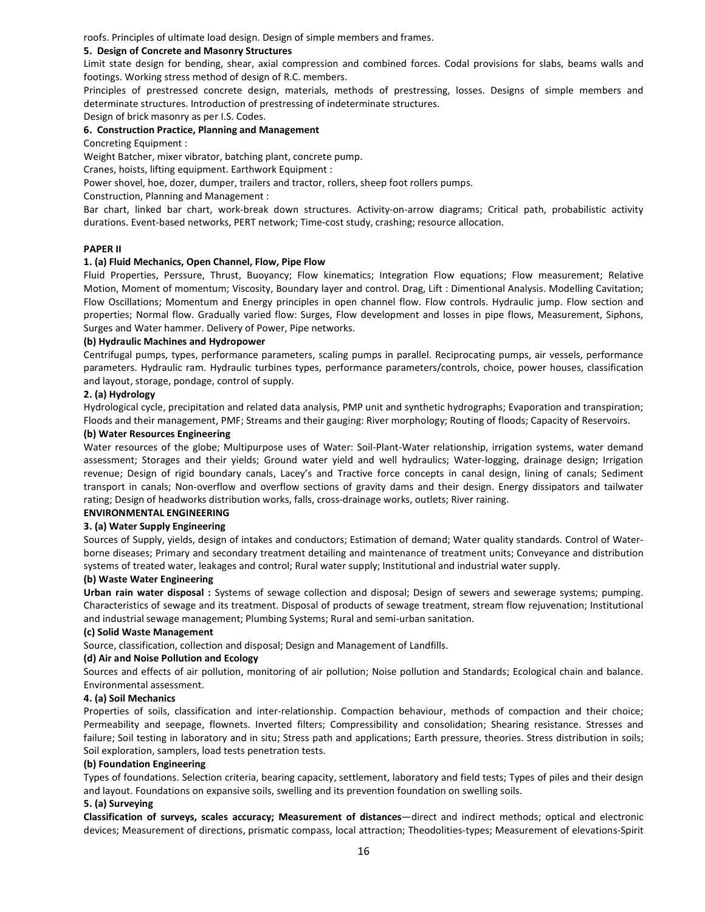roofs. Principles of ultimate load design. Design of simple members and frames.

**5. Design of Concrete and Masonry Structures**

Limit state design for bending, shear, axial compression and combined forces. Codal provisions for slabs, beams walls and footings. Working stress method of design of R.C. members.

Principles of prestressed concrete design, materials, methods of prestressing, losses. Designs of simple members and determinate structures. Introduction of prestressing of indeterminate structures.

Design of brick masonry as per I.S. Codes.

**6. Construction Practice, Planning and Management**

Concreting Equipment :

Weight Batcher, mixer vibrator, batching plant, concrete pump.

Cranes, hoists, lifting equipment. Earthwork Equipment :

Power shovel, hoe, dozer, dumper, trailers and tractor, rollers, sheep foot rollers pumps.

Construction, Planning and Management :

Bar chart, linked bar chart, work-break down structures. Activity-on-arrow diagrams; Critical path, probabilistic activity durations. Event-based networks, PERT network; Time-cost study, crashing; resource allocation.

**PAPER II**

**1. (a) Fluid Mechanics, Open Channel, Flow, Pipe Flow**

Fluid Properties, Perssure, Thrust, Buoyancy; Flow kinematics; Integration Flow equations; Flow measurement; Relative Motion, Moment of momentum; Viscosity, Boundary layer and control. Drag, Lift : Dimentional Analysis. Modelling Cavitation; Flow Oscillations; Momentum and Energy principles in open channel flow. Flow controls. Hydraulic jump. Flow section and properties; Normal flow. Gradually varied flow: Surges, Flow development and losses in pipe flows, Measurement, Siphons, Surges and Water hammer. Delivery of Power, Pipe networks.

**(b) Hydraulic Machines and Hydropower**

Centrifugal pumps, types, performance parameters, scaling pumps in parallel. Reciprocating pumps, air vessels, performance parameters. Hydraulic ram. Hydraulic turbines types, performance parameters/controls, choice, power houses, classification and layout, storage, pondage, control of supply.

**2. (a) Hydrology**

Hydrological cycle, precipitation and related data analysis, PMP unit and synthetic hydrographs; Evaporation and transpiration; Floods and their management, PMF; Streams and their gauging: River morphology; Routing of floods; Capacity of Reservoirs.

**(b) Water Resources Engineering**

Water resources of the globe; Multipurpose uses of Water: Soil-Plant-Water relationship, irrigation systems, water demand assessment; Storages and their yields; Ground water yield and well hydraulics; Water-logging, drainage design; Irrigation revenue; Design of rigid boundary canals, Lacey's and Tractive force concepts in canal design, lining of canals; Sediment transport in canals; Non-overflow and overflow sections of gravity dams and their design. Energy dissipators and tailwater rating; Design of headworks distribution works, falls, cross-drainage works, outlets; River raining.

**ENVIRONMENTAL ENGINEERING**

**3. (a) Water Supply Engineering**

Sources of Supply, yields, design of intakes and conductors; Estimation of demand; Water quality standards. Control of Water-borne diseases; Primary and secondary treatment detailing and maintenance of treatment units; Conveyance and distribution systems of treated water, leakages and control; Rural water supply; Institutional and industrial water supply.

**(b) Waste Water Engineering**

**Urban rain water disposal :** Systems of sewage collection and disposal; Design of sewers and sewerage systems; pumping. Characteristics of sewage and its treatment. Disposal of products of sewage treatment, stream flow rejuvenation; Institutional and industrial sewage management; Plumbing Systems; Rural and semi-urban sanitation.

**(c) Solid Waste Management**

Source, classification, collection and disposal; Design and Management of Landfills.

**(d) Air and Noise Pollution and Ecology**

Sources and effects of air pollution, monitoring of air pollution; Noise pollution and Standards; Ecological chain and balance. Environmental assessment.

**4. (a) Soil Mechanics**

Properties of soils, classification and inter-relationship. Compaction behaviour, methods of compaction and their choice; Permeability and seepage, flownets. Inverted filters; Compressibility and consolidation; Shearing resistance. Stresses and failure; Soil testing in laboratory and in situ; Stress path and applications; Earth pressure, theories. Stress distribution in soils; Soil exploration, samplers, load tests penetration tests.

**(b) Foundation Engineering**

Types of foundations. Selection criteria, bearing capacity, settlement, laboratory and field tests; Types of piles and their design and layout. Foundations on expansive soils, swelling and its prevention foundation on swelling soils.

**5. (a) Surveying**

**Classification of surveys, scales accuracy; Measurement of distances**—direct and indirect methods; optical and electronic devices; Measurement of directions, prismatic compass, local attraction; Theodolities-types; Measurement of elevations-Spirit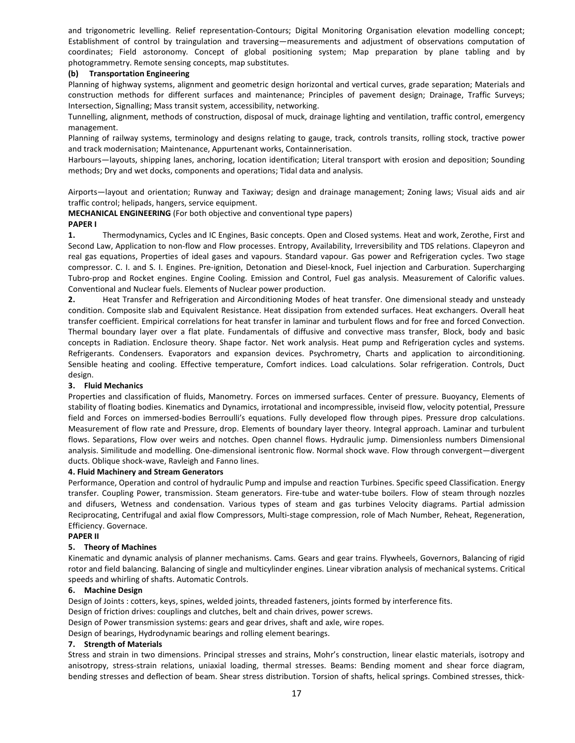and trigonometric levelling. Relief representation-Contours; Digital Monitoring Organisation elevation modelling concept; Establishment of control by traingulation and traversing—measurements and adjustment of observations computation of coordinates; Field astoronomy. Concept of global positioning system; Map preparation by plane tabling and by photogrammetry. Remote sensing concepts, map substitutes.

**(b) Transportation Engineering**

Planning of highway systems, alignment and geometric design horizontal and vertical curves, grade separation; Materials and construction methods for different surfaces and maintenance; Principles of pavement design; Drainage, Traffic Surveys; Intersection, Signalling; Mass transit system, accessibility, networking.

Tunnelling, alignment, methods of construction, disposal of muck, drainage lighting and ventilation, traffic control, emergency management.

Planning of railway systems, terminology and designs relating to gauge, track, controls transits, rolling stock, tractive power and track modernisation; Maintenance, Appurtenant works, Containnerisation.

Harbours—layouts, shipping lanes, anchoring, location identification; Literal transport with erosion and deposition; Sounding methods; Dry and wet docks, components and operations; Tidal data and analysis.

Airports—layout and orientation; Runway and Taxiway; design and drainage management; Zoning laws; Visual aids and air traffic control; helipads, hangers, service equipment.

**MECHANICAL ENGINEERING** (For both objective and conventional type papers)

**PAPER I**

**1.** Thermodynamics, Cycles and IC Engines, Basic concepts. Open and Closed systems. Heat and work, Zerothe, First and Second Law, Application to non-flow and Flow processes. Entropy, Availability, Irreversibility and TDS relations. Clapeyron and real gas equations, Properties of ideal gases and vapours. Standard vapour. Gas power and Refrigeration cycles. Two stage compressor. C. I. and S. I. Engines. Pre-ignition, Detonation and Diesel-knock, Fuel injection and Carburation. Supercharging Tubro-prop and Rocket engines. Engine Cooling. Emission and Control, Fuel gas analysis. Measurement of Calorific values. Conventional and Nuclear fuels. Elements of Nuclear power production.

**2.** Heat Transfer and Refrigeration and Airconditioning Modes of heat transfer. One dimensional steady and unsteady condition. Composite slab and Equivalent Resistance. Heat dissipation from extended surfaces. Heat exchangers. Overall heat transfer coefficient. Empirical correlations for heat transfer in laminar and turbulent flows and for free and forced Convection. Thermal boundary layer over a flat plate. Fundamentals of diffusive and convective mass transfer, Block, body and basic concepts in Radiation. Enclosure theory. Shape factor. Net work analysis. Heat pump and Refrigeration cycles and systems. Refrigerants. Condensers. Evaporators and expansion devices. Psychrometry, Charts and application to airconditioning. Sensible heating and cooling. Effective temperature, Comfort indices. Load calculations. Solar refrigeration. Controls, Duct design.

**3. Fluid Mechanics**

Properties and classification of fluids, Manometry. Forces on immersed surfaces. Center of pressure. Buoyancy, Elements of stability of floating bodies. Kinematics and Dynamics, irrotational and incompressible, inviseid flow, velocity potential, Pressure field and Forces on immersed-bodies Berroulli's equations. Fully developed flow through pipes. Pressure drop calculations. Measurement of flow rate and Pressure, drop. Elements of boundary layer theory. Integral approach. Laminar and turbulent flows. Separations, Flow over weirs and notches. Open channel flows. Hydraulic jump. Dimensionless numbers Dimensional analysis. Similitude and modelling. One-dimensional isentronic flow. Normal shock wave. Flow through convergent—divergent ducts. Oblique shock-wave, Ravleigh and Fanno lines.

**4. Fluid Machinery and Stream Generators**

Performance, Operation and control of hydraulic Pump and impulse and reaction Turbines. Specific speed Classification. Energy transfer. Coupling Power, transmission. Steam generators. Fire-tube and water-tube boilers. Flow of steam through nozzles and difusers, Wetness and condensation. Various types of steam and gas turbines Velocity diagrams. Partial admission Reciprocating, Centrifugal and axial flow Compressors, Multi-stage compression, role of Mach Number, Reheat, Regeneration, Efficiency. Governace.

**PAPER II**

**5. Theory of Machines**

Kinematic and dynamic analysis of planner mechanisms. Cams. Gears and gear trains. Flywheels, Governors, Balancing of rigid rotor and field balancing. Balancing of single and multicylinder engines. Linear vibration analysis of mechanical systems. Critical speeds and whirling of shafts. Automatic Controls.

**6. Machine Design**

Design of Joints : cotters, keys, spines, welded joints, threaded fasteners, joints formed by interference fits.

Design of friction drives: couplings and clutches, belt and chain drives, power screws.

Design of Power transmission systems: gears and gear drives, shaft and axle, wire ropes.

Design of bearings, Hydrodynamic bearings and rolling element bearings.

**7. Strength of Materials**

Stress and strain in two dimensions. Principal stresses and strains, Mohr's construction, linear elastic materials, isotropy and anisotropy, stress-strain relations, uniaxial loading, thermal stresses. Beams: Bending moment and shear force diagram, bending stresses and deflection of beam. Shear stress distribution. Torsion of shafts, helical springs. Combined stresses, thick-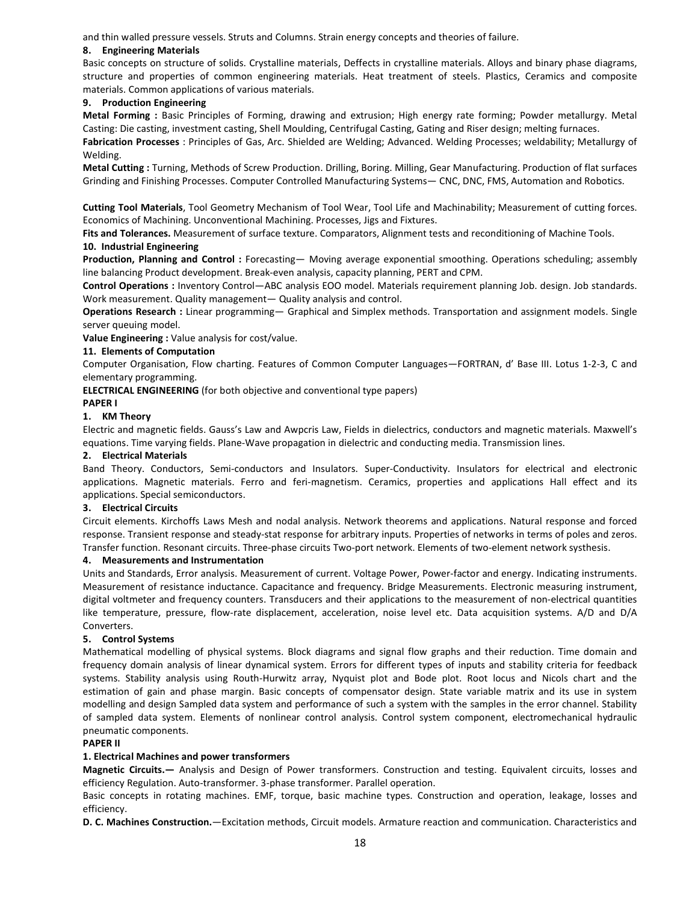and thin walled pressure vessels. Struts and Columns. Strain energy concepts and theories of failure.

#### 8. Engineering Materials

Basic concepts on structure of solids. Crystalline materials, Deffects in crystalline materials. Alloys and binary phase diagrams, structure and properties of common engineering materials. Heat treatment of steels. Plastics, Ceramics and composite materials. Common applications of various materials.

#### 9. Production Engineering

**Metal Forming :** Basic Principles of Forming, drawing and extrusion; High energy rate forming; Powder metallurgy. Metal Casting: Die casting, investment casting, Shell Moulding, Centrifugal Casting, Gating and Riser design; melting furnaces.

**Fabrication Processes** : Principles of Gas, Arc. Shielded are Welding; Advanced. Welding Processes; weldability; Metallurgy of Welding.

**Metal Cutting :** Turning, Methods of Screw Production. Drilling, Boring. Milling, Gear Manufacturing. Production of flat surfaces Grinding and Finishing Processes. Computer Controlled Manufacturing Systems— CNC, DNC, FMS, Automation and Robotics.

**Cutting Tool Materials**, Tool Geometry Mechanism of Tool Wear, Tool Life and Machinability; Measurement of cutting forces. Economics of Machining. Unconventional Machining. Processes, Jigs and Fixtures.

**Fits and Tolerances.** Measurement of surface texture. Comparators, Alignment tests and reconditioning of Machine Tools.

#### 10. Industrial Engineering

**Production, Planning and Control :** Forecasting— Moving average exponential smoothing. Operations scheduling; assembly line balancing Product development. Break-even analysis, capacity planning, PERT and CPM.

**Control Operations :** Inventory Control—ABC analysis EOO model. Materials requirement planning Job. design. Job standards. Work measurement. Quality management— Quality analysis and control.

**Operations Research :** Linear programming— Graphical and Simplex methods. Transportation and assignment models. Single server queuing model.

**Value Engineering :** Value analysis for cost/value.

#### 11. Elements of Computation

Computer Organisation, Flow charting. Features of Common Computer Languages—FORTRAN, d' Base III. Lotus 1-2-3, C and elementary programming.

**ELECTRICAL ENGINEERING** (for both objective and conventional type papers)

**PAPER I**

#### 1. KM Theory

Electric and magnetic fields. Gauss's Law and Awpcris Law, Fields in dielectrics, conductors and magnetic materials. Maxwell's equations. Time varying fields. Plane-Wave propagation in dielectric and conducting media. Transmission lines.

#### 2. Electrical Materials

Band Theory. Conductors, Semi-conductors and Insulators. Super-Conductivity. Insulators for electrical and electronic applications. Magnetic materials. Ferro and feri-magnetism. Ceramics, properties and applications Hall effect and its applications. Special semiconductors.

#### 3. Electrical Circuits

Circuit elements. Kirchoffs Laws Mesh and nodal analysis. Network theorems and applications. Natural response and forced response. Transient response and steady-stat response for arbitrary inputs. Properties of networks in terms of poles and zeros. Transfer function. Resonant circuits. Three-phase circuits Two-port network. Elements of two-element network systhesis.

#### 4. Measurements and Instrumentation

Units and Standards, Error analysis. Measurement of current. Voltage Power, Power-factor and energy. Indicating instruments. Measurement of resistance inductance. Capacitance and frequency. Bridge Measurements. Electronic measuring instrument, digital voltmeter and frequency counters. Transducers and their applications to the measurement of non-electrical quantities like temperature, pressure, flow-rate displacement, acceleration, noise level etc. Data acquisition systems. A/D and D/A Converters.

#### 5. Control Systems

Mathematical modelling of physical systems. Block diagrams and signal flow graphs and their reduction. Time domain and frequency domain analysis of linear dynamical system. Errors for different types of inputs and stability criteria for feedback systems. Stability analysis using Routh-Hurwitz array, Nyquist plot and Bode plot. Root locus and Nicols chart and the estimation of gain and phase margin. Basic concepts of compensator design. State variable matrix and its use in system modelling and design Sampled data system and performance of such a system with the samples in the error channel. Stability of sampled data system. Elements of nonlinear control analysis. Control system component, electromechanical hydraulic pneumatic components.

**PAPER II**

#### 1. Electrical Machines and power transformers

**Magnetic Circuits.—** Analysis and Design of Power transformers. Construction and testing. Equivalent circuits, losses and efficiency Regulation. Auto-transformer. 3-phase transformer. Parallel operation.

Basic concepts in rotating machines. EMF, torque, basic machine types. Construction and operation, leakage, losses and efficiency.

**D. C. Machines Construction.**—Excitation methods, Circuit models. Armature reaction and communication. Characteristics and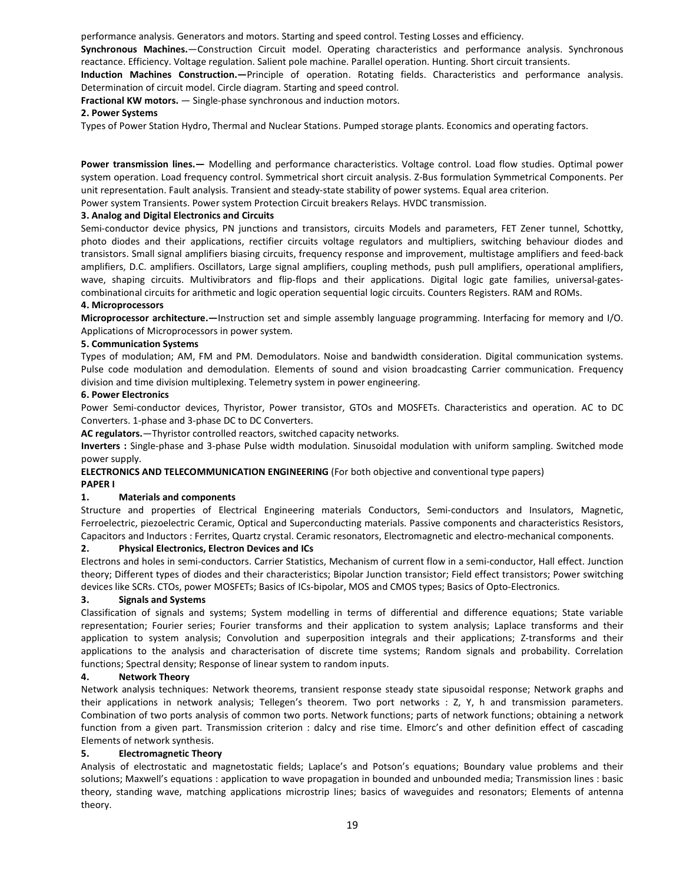performance analysis. Generators and motors. Starting and speed control. Testing Losses and efficiency.

**Synchronous Machines.**—Construction Circuit model. Operating characteristics and performance analysis. Synchronous reactance. Efficiency. Voltage regulation. Salient pole machine. Parallel operation. Hunting. Short circuit transients.

**Induction Machines Construction.—**Principle of operation. Rotating fields. Characteristics and performance analysis. Determination of circuit model. Circle diagram. Starting and speed control.

**Fractional KW motors.** — Single-phase synchronous and induction motors.

**2. Power Systems**

Types of Power Station Hydro, Thermal and Nuclear Stations. Pumped storage plants. Economics and operating factors.

**Power transmission lines.—** Modelling and performance characteristics. Voltage control. Load flow studies. Optimal power system operation. Load frequency control. Symmetrical short circuit analysis. Z-Bus formulation Symmetrical Components. Per unit representation. Fault analysis. Transient and steady-state stability of power systems. Equal area criterion.

Power system Transients. Power system Protection Circuit breakers Relays. HVDC transmission.

**3. Analog and Digital Electronics and Circuits**

Semi-conductor device physics, PN junctions and transistors, circuits Models and parameters, FET Zener tunnel, Schottky, photo diodes and their applications, rectifier circuits voltage regulators and multipliers, switching behaviour diodes and transistors. Small signal amplifiers biasing circuits, frequency response and improvement, multistage amplifiers and feed-back amplifiers, D.C. amplifiers. Oscillators, Large signal amplifiers, coupling methods, push pull amplifiers, operational amplifiers, wave, shaping circuits. Multivibrators and flip-flops and their applications. Digital logic gate families, universal-gates-combinational circuits for arithmetic and logic operation sequential logic circuits. Counters Registers. RAM and ROMs.

**4. Microprocessors**

**Microprocessor architecture.—**Instruction set and simple assembly language programming. Interfacing for memory and I/O. Applications of Microprocessors in power system.

**5. Communication Systems**

Types of modulation; AM, FM and PM. Demodulators. Noise and bandwidth consideration. Digital communication systems. Pulse code modulation and demodulation. Elements of sound and vision broadcasting Carrier communication. Frequency division and time division multiplexing. Telemetry system in power engineering.

**6. Power Electronics**

Power Semi-conductor devices, Thyristor, Power transistor, GTOs and MOSFETs. Characteristics and operation. AC to DC Converters. 1-phase and 3-phase DC to DC Converters.

**AC regulators.**—Thyristor controlled reactors, switched capacity networks.

**Inverters :** Single-phase and 3-phase Pulse width modulation. Sinusoidal modulation with uniform sampling. Switched mode power supply.

**ELECTRONICS AND TELECOMMUNICATION ENGINEERING** (For both objective and conventional type papers)

**PAPER I**

**1. Materials and components**

Structure and properties of Electrical Engineering materials Conductors, Semi-conductors and Insulators, Magnetic, Ferroelectric, piezoelectric Ceramic, Optical and Superconducting materials. Passive components and characteristics Resistors, Capacitors and Inductors : Ferrites, Quartz crystal. Ceramic resonators, Electromagnetic and electro-mechanical components.

**2. Physical Electronics, Electron Devices and ICs**

Electrons and holes in semi-conductors. Carrier Statistics, Mechanism of current flow in a semi-conductor, Hall effect. Junction theory; Different types of diodes and their characteristics; Bipolar Junction transistor; Field effect transistors; Power switching devices like SCRs. CTOs, power MOSFETs; Basics of ICs-bipolar, MOS and CMOS types; Basics of Opto-Electronics.

**3. Signals and Systems**

Classification of signals and systems; System modelling in terms of differential and difference equations; State variable representation; Fourier series; Fourier transforms and their application to system analysis; Laplace transforms and their application to system analysis; Convolution and superposition integrals and their applications; Z-transforms and their applications to the analysis and characterisation of discrete time systems; Random signals and probability. Correlation functions; Spectral density; Response of linear system to random inputs.

**4. Network Theory**

Network analysis techniques: Network theorems, transient response steady state sipusoidal response; Network graphs and their applications in network analysis; Tellegen's theorem. Two port networks : Z, Y, h and transmission parameters. Combination of two ports analysis of common two ports. Network functions; parts of network functions; obtaining a network function from a given part. Transmission criterion : dalcy and rise time. Elmorc's and other definition effect of cascading Elements of network synthesis.

**5. Electromagnetic Theory**

Analysis of electrostatic and magnetostatic fields; Laplace's and Potson's equations; Boundary value problems and their solutions; Maxwell's equations : application to wave propagation in bounded and unbounded media; Transmission lines : basic theory, standing wave, matching applications microstrip lines; basics of waveguides and resonators; Elements of antenna theory.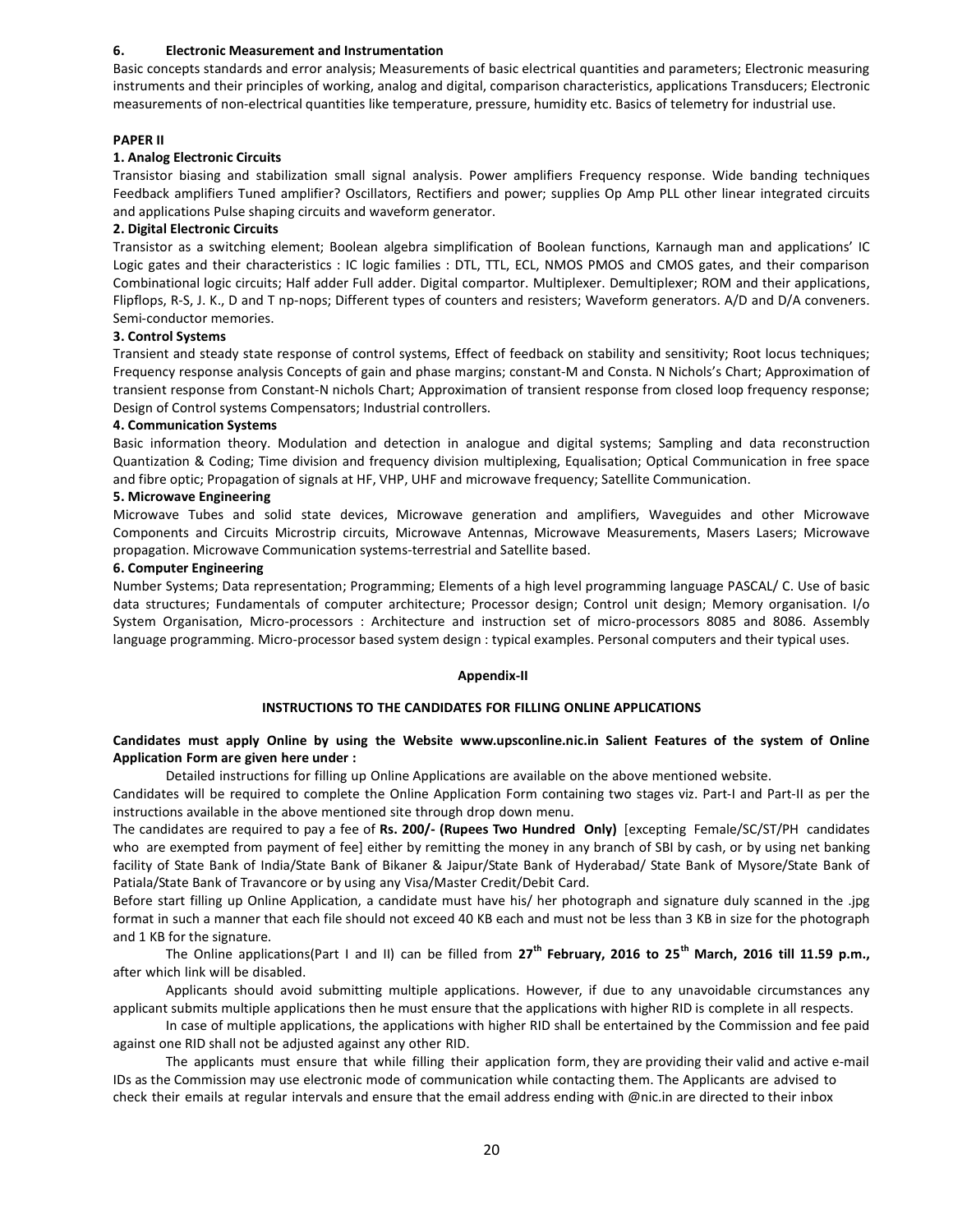**6. Electronic Measurement and Instrumentation**

Basic concepts standards and error analysis; Measurements of basic electrical quantities and parameters; Electronic measuring instruments and their principles of working, analog and digital, comparison characteristics, applications Transducers; Electronic measurements of non-electrical quantities like temperature, pressure, humidity etc. Basics of telemetry for industrial use.

**PAPER II**

**1. Analog Electronic Circuits**

Transistor biasing and stabilization small signal analysis. Power amplifiers Frequency response. Wide banding techniques Feedback amplifiers Tuned amplifier? Oscillators, Rectifiers and power; supplies Op Amp PLL other linear integrated circuits and applications Pulse shaping circuits and waveform generator.

**2. Digital Electronic Circuits**

Transistor as a switching element; Boolean algebra simplification of Boolean functions, Karnaugh man and applications' IC Logic gates and their characteristics : IC logic families : DTL, TTL, ECL, NMOS PMOS and CMOS gates, and their comparison Combinational logic circuits; Half adder Full adder. Digital compartor. Multiplexer. Demultiplexer; ROM and their applications, Flipflops, R-S, J. K., D and T np-nops; Different types of counters and resisters; Waveform generators. A/D and D/A conveners. Semi-conductor memories.

**3. Control Systems**

Transient and steady state response of control systems, Effect of feedback on stability and sensitivity; Root locus techniques; Frequency response analysis Concepts of gain and phase margins; constant-M and Consta. N Nichols's Chart; Approximation of transient response from Constant-N nichols Chart; Approximation of transient response from closed loop frequency response; Design of Control systems Compensators; Industrial controllers.

**4. Communication Systems**

Basic information theory. Modulation and detection in analogue and digital systems; Sampling and data reconstruction Quantization & Coding; Time division and frequency division multiplexing, Equalisation; Optical Communication in free space and fibre optic; Propagation of signals at HF, VHP, UHF and microwave frequency; Satellite Communication.

**5. Microwave Engineering**

Microwave Tubes and solid state devices, Microwave generation and amplifiers, Waveguides and other Microwave Components and Circuits Microstrip circuits, Microwave Antennas, Microwave Measurements, Masers Lasers; Microwave propagation. Microwave Communication systems-terrestrial and Satellite based.

**6. Computer Engineering**

Number Systems; Data representation; Programming; Elements of a high level programming language PASCAL/ C. Use of basic data structures; Fundamentals of computer architecture; Processor design; Control unit design; Memory organisation. I/o System Organisation, Micro-processors : Architecture and instruction set of micro-processors 8085 and 8086. Assembly language programming. Micro-processor based system design : typical examples. Personal computers and their typical uses.

**Appendix-II**

**INSTRUCTIONS TO THE CANDIDATES FOR FILLING ONLINE APPLICATIONS**

**Candidates must apply Online by using the Website www.upsconline.nic.in Salient Features of the system of Online Application Form are given here under :**

Detailed instructions for filling up Online Applications are available on the above mentioned website.

Candidates will be required to complete the Online Application Form containing two stages viz. Part-I and Part-II as per the instructions available in the above mentioned site through drop down menu.

The candidates are required to pay a fee of **Rs. 200/- (Rupees Two Hundred Only)** [excepting Female/SC/ST/PH candidates who are exempted from payment of fee] either by remitting the money in any branch of SBI by cash, or by using net banking facility of State Bank of India/State Bank of Bikaner & Jaipur/State Bank of Hyderabad/ State Bank of Mysore/State Bank of Patiala/State Bank of Travancore or by using any Visa/Master Credit/Debit Card.

Before start filling up Online Application, a candidate must have his/ her photograph and signature duly scanned in the .jpg format in such a manner that each file should not exceed 40 KB each and must not be less than 3 KB in size for the photograph and 1 KB for the signature.

The Online applications(Part I and II) can be filled from **27th February, 2016 to 25th March, 2016 till 11.59 p.m.,** after which link will be disabled.

Applicants should avoid submitting multiple applications. However, if due to any unavoidable circumstances any applicant submits multiple applications then he must ensure that the applications with higher RID is complete in all respects.

In case of multiple applications, the applications with higher RID shall be entertained by the Commission and fee paid against one RID shall not be adjusted against any other RID.

The applicants must ensure that while filling their application form, they are providing their valid and active e-mail IDs as the Commission may use electronic mode of communication while contacting them. The Applicants are advised to check their emails at regular intervals and ensure that the email address ending with @nic.in are directed to their inbox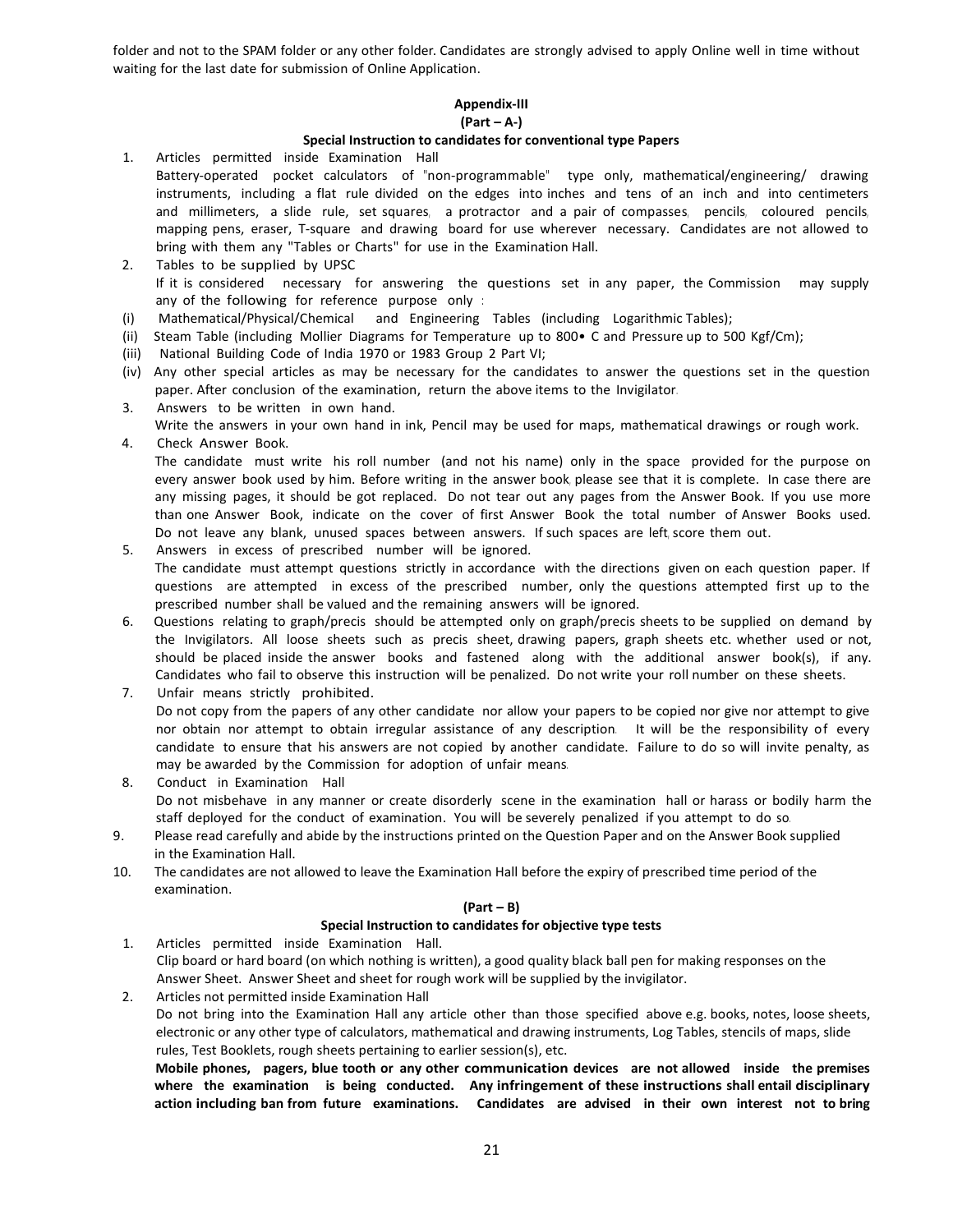folder and not to the SPAM folder or any other folder. Candidates are strongly advised to apply Online well in time without waiting for the last date for submission of Online Application.

## Appendix-III

### (Part – A-)

### Special Instruction to candidates for conventional type Papers

1. Articles permitted inside Examination Hall
   Battery-operated pocket calculators of "non-programmable" type only, mathematical/engineering/ drawing instruments, including a flat rule divided on the edges into inches and tens of an inch and into centimeters and millimeters, a slide rule, set squares, a protractor and a pair of compasses, pencils, coloured pencils, mapping pens, eraser, T-square and drawing board for use wherever necessary. Candidates are not allowed to bring with them any "Tables or Charts" for use in the Examination Hall.
2. Tables to be supplied by UPSC
   If it is considered necessary for answering the questions set in any paper, the Commission may supply any of the following for reference purpose only :
   (i) Mathematical/Physical/Chemical and Engineering Tables (including Logarithmic Tables);
   (ii) Steam Table (including Mollier Diagrams for Temperature up to 800• C and Pressure up to 500 Kgf/Cm);
   (iii) National Building Code of India 1970 or 1983 Group 2 Part VI;
   (iv) Any other special articles as may be necessary for the candidates to answer the questions set in the question paper. After conclusion of the examination, return the above items to the Invigilator.
3. Answers to be written in own hand.
   Write the answers in your own hand in ink, Pencil may be used for maps, mathematical drawings or rough work.
4. Check Answer Book.
   The candidate must write his roll number (and not his name) only in the space provided for the purpose on every answer book used by him. Before writing in the answer book, please see that it is complete. In case there are any missing pages, it should be got replaced. Do not tear out any pages from the Answer Book. If you use more than one Answer Book, indicate on the cover of first Answer Book the total number of Answer Books used. Do not leave any blank, unused spaces between answers. If such spaces are left, score them out.
5. Answers in excess of prescribed number will be ignored.
   The candidate must attempt questions strictly in accordance with the directions given on each question paper. If questions are attempted in excess of the prescribed number, only the questions attempted first up to the prescribed number shall be valued and the remaining answers will be ignored.
6. Questions relating to graph/precis should be attempted only on graph/precis sheets to be supplied on demand by the Invigilators. All loose sheets such as precis sheet, drawing papers, graph sheets etc. whether used or not, should be placed inside the answer books and fastened along with the additional answer book(s), if any. Candidates who fail to observe this instruction will be penalized. Do not write your roll number on these sheets.
7. Unfair means strictly prohibited.
   Do not copy from the papers of any other candidate nor allow your papers to be copied nor give nor attempt to give nor obtain nor attempt to obtain irregular assistance of any description. It will be the responsibility of every candidate to ensure that his answers are not copied by another candidate. Failure to do so will invite penalty, as may be awarded by the Commission for adoption of unfair means.
8. Conduct in Examination Hall
   Do not misbehave in any manner or create disorderly scene in the examination hall or harass or bodily harm the staff deployed for the conduct of examination. You will be severely penalized if you attempt to do so.
9. Please read carefully and abide by the instructions printed on the Question Paper and on the Answer Book supplied in the Examination Hall.
10. The candidates are not allowed to leave the Examination Hall before the expiry of prescribed time period of the examination.

### (Part – B)

### Special Instruction to candidates for objective type tests

1. Articles permitted inside Examination Hall.
   Clip board or hard board (on which nothing is written), a good quality black ball pen for making responses on the Answer Sheet. Answer Sheet and sheet for rough work will be supplied by the invigilator.
2. Articles not permitted inside Examination Hall
   Do not bring into the Examination Hall any article other than those specified above e.g. books, notes, loose sheets, electronic or any other type of calculators, mathematical and drawing instruments, Log Tables, stencils of maps, slide rules, Test Booklets, rough sheets pertaining to earlier session(s), etc.
   **Mobile phones, pagers, blue tooth or any other communication devices are not allowed inside the premises where the examination is being conducted. Any infringement of these instructions shall entail disciplinary action including ban from future examinations. Candidates are advised in their own interest not to bring**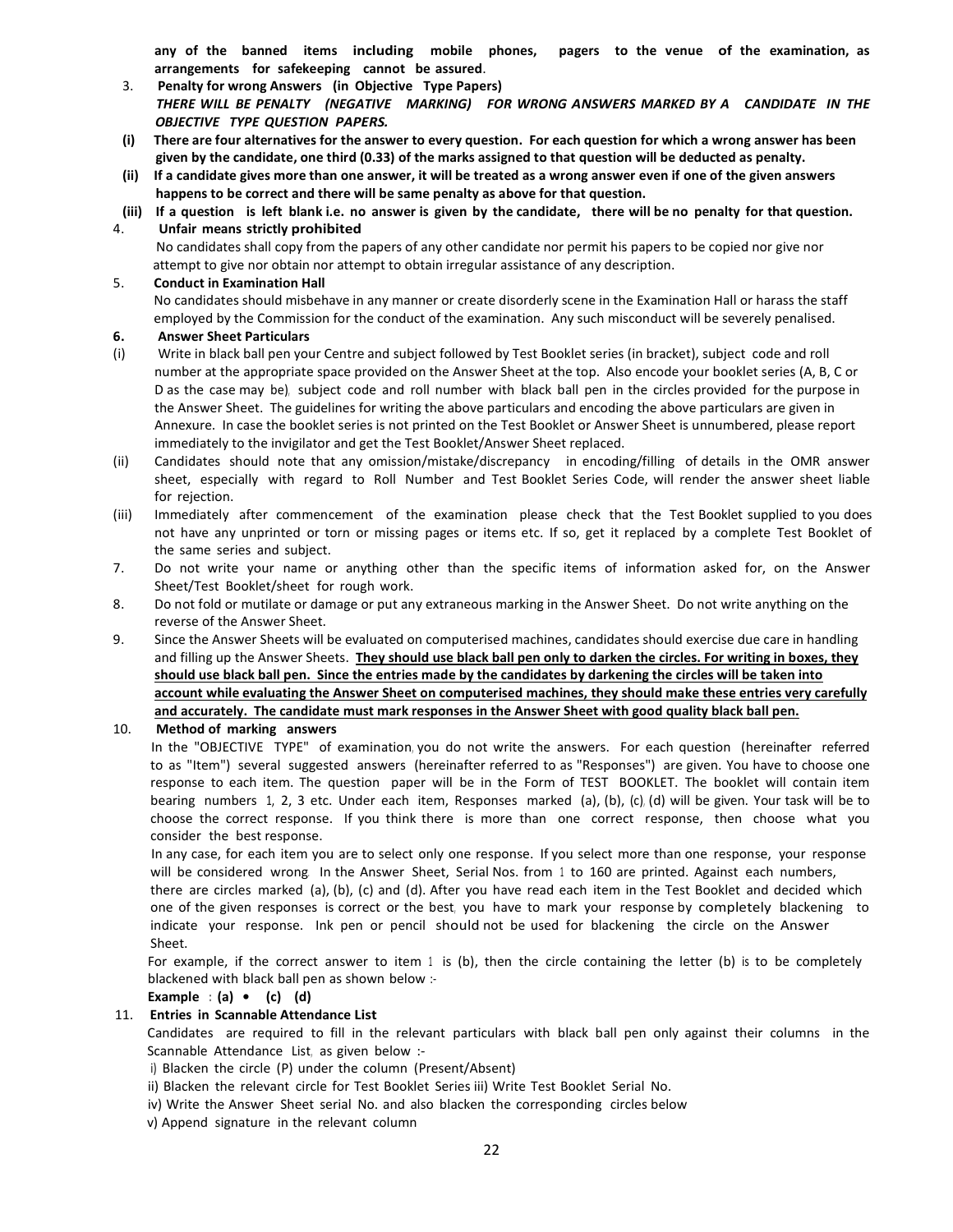**any of the banned items including mobile phones, pagers to the venue of the examination, as arrangements for safekeeping cannot be assured**.

3. **Penalty for wrong Answers (in Objective Type Papers)**

   ***THERE WILL BE PENALTY (NEGATIVE MARKING) FOR WRONG ANSWERS MARKED BY A CANDIDATE IN THE OBJECTIVE TYPE QUESTION PAPERS.***

   **(i) There are four alternatives for the answer to every question. For each question for which a wrong answer has been given by the candidate, one third (0.33) of the marks assigned to that question will be deducted as penalty.**

   **(ii) If a candidate gives more than one answer, it will be treated as a wrong answer even if one of the given answers happens to be correct and there will be same penalty as above for that question.**

   **(iii) If a question is left blank i.e. no answer is given by the candidate, there will be no penalty for that question.**

4. **Unfair means strictly prohibited**

   No candidates shall copy from the papers of any other candidate nor permit his papers to be copied nor give nor attempt to give nor obtain nor attempt to obtain irregular assistance of any description.

5. **Conduct in Examination Hall**

   No candidates should misbehave in any manner or create disorderly scene in the Examination Hall or harass the staff employed by the Commission for the conduct of the examination. Any such misconduct will be severely penalised.

6. **Answer Sheet Particulars**

   (i) Write in black ball pen your Centre and subject followed by Test Booklet series (in bracket), subject code and roll number at the appropriate space provided on the Answer Sheet at the top. Also encode your booklet series (A, B, C or D as the case may be), subject code and roll number with black ball pen in the circles provided for the purpose in the Answer Sheet. The guidelines for writing the above particulars and encoding the above particulars are given in Annexure. In case the booklet series is not printed on the Test Booklet or Answer Sheet is unnumbered, please report immediately to the invigilator and get the Test Booklet/Answer Sheet replaced.

   (ii) Candidates should note that any omission/mistake/discrepancy in encoding/filling of details in the OMR answer sheet, especially with regard to Roll Number and Test Booklet Series Code, will render the answer sheet liable for rejection.

   (iii) Immediately after commencement of the examination please check that the Test Booklet supplied to you does not have any unprinted or torn or missing pages or items etc. If so, get it replaced by a complete Test Booklet of the same series and subject.

7. Do not write your name or anything other than the specific items of information asked for, on the Answer Sheet/Test Booklet/sheet for rough work.

8. Do not fold or mutilate or damage or put any extraneous marking in the Answer Sheet. Do not write anything on the reverse of the Answer Sheet.

9. Since the Answer Sheets will be evaluated on computerised machines, candidates should exercise due care in handling and filling up the Answer Sheets. **They should use black ball pen only to darken the circles. For writing in boxes, they should use black ball pen. Since the entries made by the candidates by darkening the circles will be taken into account while evaluating the Answer Sheet on computerised machines, they should make these entries very carefully and accurately. The candidate must mark responses in the Answer Sheet with good quality black ball pen.**

10. **Method of marking answers**

    In the "OBJECTIVE TYPE" of examination, you do not write the answers. For each question (hereinafter referred to as "Item") several suggested answers (hereinafter referred to as "Responses") are given. You have to choose one response to each item. The question paper will be in the Form of TEST BOOKLET. The booklet will contain item bearing numbers 1, 2, 3 etc. Under each item, Responses marked (a), (b), (c), (d) will be given. Your task will be to choose the correct response. If you think there is more than one correct response, then choose what you consider the best response.

    In any case, for each item you are to select only one response. If you select more than one response, your response will be considered wrong. In the Answer Sheet, Serial Nos. from 1 to 160 are printed. Against each numbers, there are circles marked (a), (b), (c) and (d). After you have read each item in the Test Booklet and decided which one of the given responses is correct or the best, you have to mark your response by completely blackening to indicate your response. Ink pen or pencil should not be used for blackening the circle on the Answer Sheet.

    For example, if the correct answer to item 1 is (b), then the circle containing the letter (b) is to be completely blackened with black ball pen as shown below :-

    **Example : (a) • (c) (d)**

11. **Entries in Scannable Attendance List**

    Candidates are required to fill in the relevant particulars with black ball pen only against their columns in the Scannable Attendance List, as given below :-

    i) Blacken the circle (P) under the column (Present/Absent)

    ii) Blacken the relevant circle for Test Booklet Series iii) Write Test Booklet Serial No.

    iv) Write the Answer Sheet serial No. and also blacken the corresponding circles below

    v) Append signature in the relevant column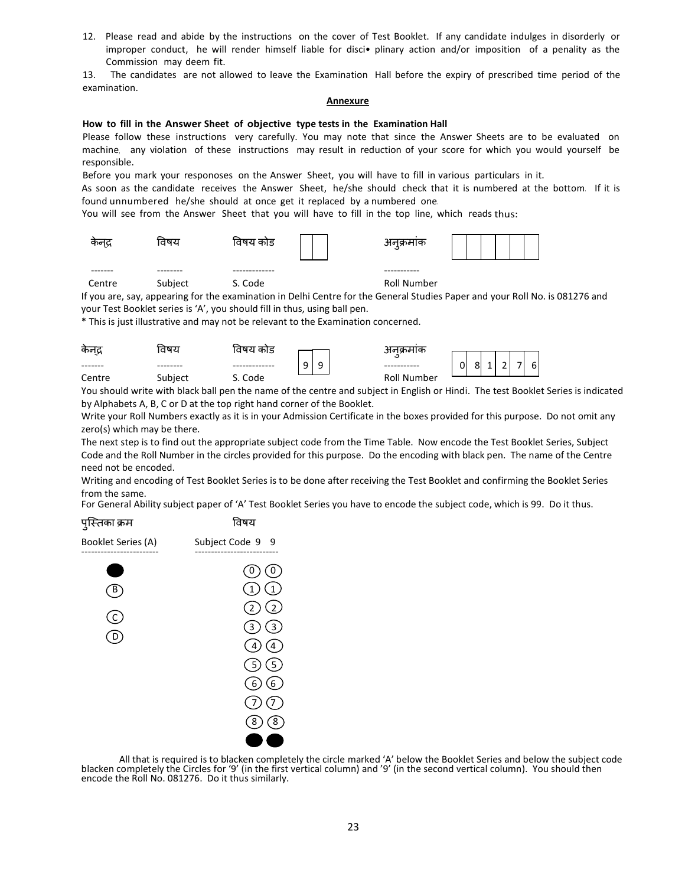12. Please read and abide by the instructions on the cover of Test Booklet. If any candidate indulges in disorderly or improper conduct, he will render himself liable for disci• plinary action and/or imposition of a penality as the Commission may deem fit.

13. The candidates are not allowed to leave the Examination Hall before the expiry of prescribed time period of the examination.

## Annexure

**How to fill in the Answer Sheet of objective type tests in the Examination Hall**

Please follow these instructions very carefully. You may note that since the Answer Sheets are to be evaluated on machine, any violation of these instructions may result in reduction of your score for which you would yourself be responsible.

Before you mark your responoses on the Answer Sheet, you will have to fill in various particulars in it.

As soon as the candidate receives the Answer Sheet, he/she should check that it is numbered at the bottom. If it is found unnumbered he/she should at once get it replaced by a numbered one.

You will see from the Answer Sheet that you will have to fill in the top line, which reads thus:

| केन्द्र | विषय | विषय कोड | | | अनुक्रमांक | | | | | | |
|---|---|---|---|---|---|---|---|---|---|---|---|
| ------- | -------- | ------------- | | | ----------- | | | | | | |
| Centre | Subject | S. Code | | | Roll Number | | | | | | |

If you are, say, appearing for the examination in Delhi Centre for the General Studies Paper and your Roll No. is 081276 and your Test Booklet series is 'A', you should fill in thus, using ball pen.

* This is just illustrative and may not be relevant to the Examination concerned.

| केन्द्र | विषय | विषय कोड | | | अनुक्रमांक | | | | | | |
|---|---|---|---|---|---|---|---|---|---|---|---|
| ------- | -------- | ------------- | 9 | 9 | ----------- | 0 | 8 | 1 | 2 | 7 | 6 |
| Centre | Subject | S. Code | | | Roll Number | | | | | | |

You should write with black ball pen the name of the centre and subject in English or Hindi. The test Booklet Series is indicated by Alphabets A, B, C or D at the top right hand corner of the Booklet.

Write your Roll Numbers exactly as it is in your Admission Certificate in the boxes provided for this purpose. Do not omit any zero(s) which may be there.

The next step is to find out the appropriate subject code from the Time Table. Now encode the Test Booklet Series, Subject Code and the Roll Number in the circles provided for this purpose. Do the encoding with black pen. The name of the Centre need not be encoded.

Writing and encoding of Test Booklet Series is to be done after receiving the Test Booklet and confirming the Booklet Series from the same.

For General Ability subject paper of 'A' Test Booklet Series you have to encode the subject code, which is 99. Do it thus.

| पुस्तिका क्रम | विषय | |
|---|---|---|
| Booklet Series (A) | Subject Code 9 | 9 |
| ● | 0 | 0 |
| B | 1 | 1 |
| C | 2 | 2 |
| D | 3 | 3 |
| | 4 | 4 |
| | 5 | 5 |
| | 6 | 6 |
| | 7 | 7 |
| | 8 | 8 |
| | ● | ● |

All that is required is to blacken completely the circle marked 'A' below the Booklet Series and below the subject code blacken completely the Circles for '9' (in the first vertical column) and '9' (in the second vertical column). You should then encode the Roll No. 081276. Do it thus similarly.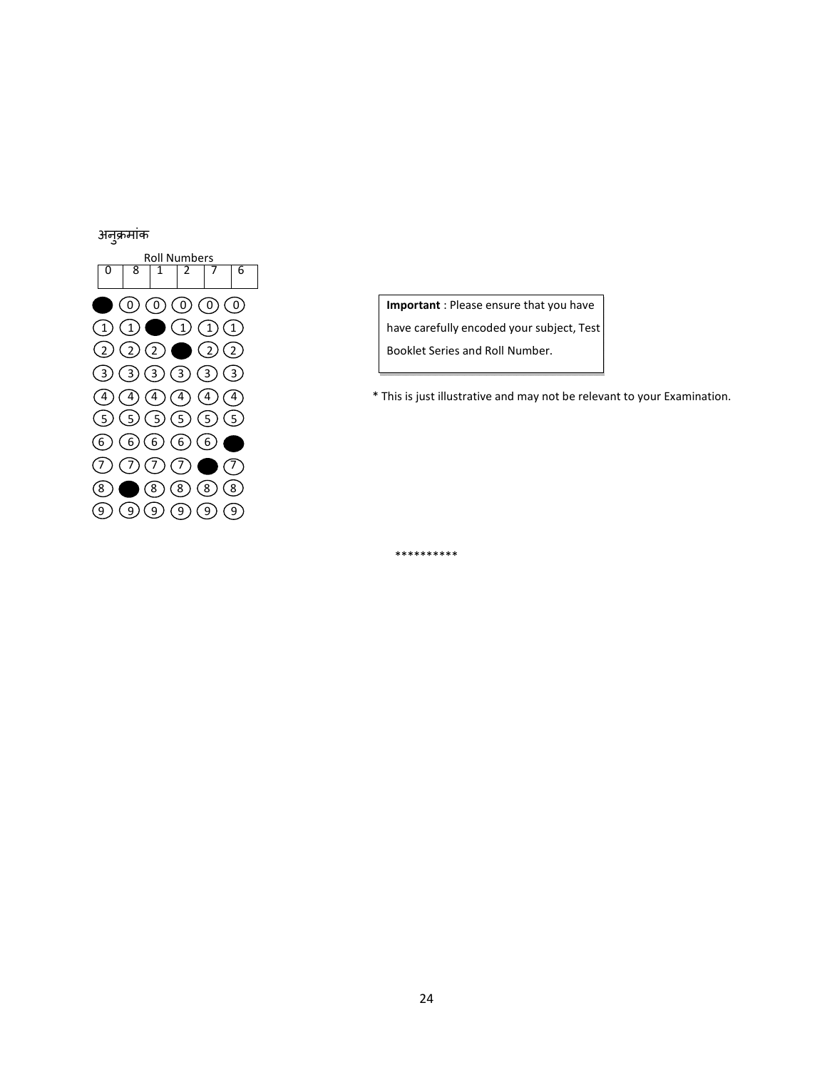अनुक्रमांक

Roll Numbers

| 0 | 8 | 1 | 2 | 7 | 6 |
|---|---|---|---|---|---|
| ● | 0 | 0 | 0 | 0 | 0 |
| 1 | 1 | ● | 1 | 1 | 1 |
| 2 | 2 | 2 | ● | 2 | 2 |
| 3 | 3 | 3 | 3 | 3 | 3 |
| 4 | 4 | 4 | 4 | 4 | 4 |
| 5 | 5 | 5 | 5 | 5 | 5 |
| 6 | 6 | 6 | 6 | 6 | ● |
| 7 | 7 | 7 | 7 | ● | 7 |
| 8 | ● | 8 | 8 | 8 | 8 |
| 9 | 9 | 9 | 9 | 9 | 9 |

**Important** : Please ensure that you have have carefully encoded your subject, Test Booklet Series and Roll Number.

* This is just illustrative and may not be relevant to your Examination.

**********